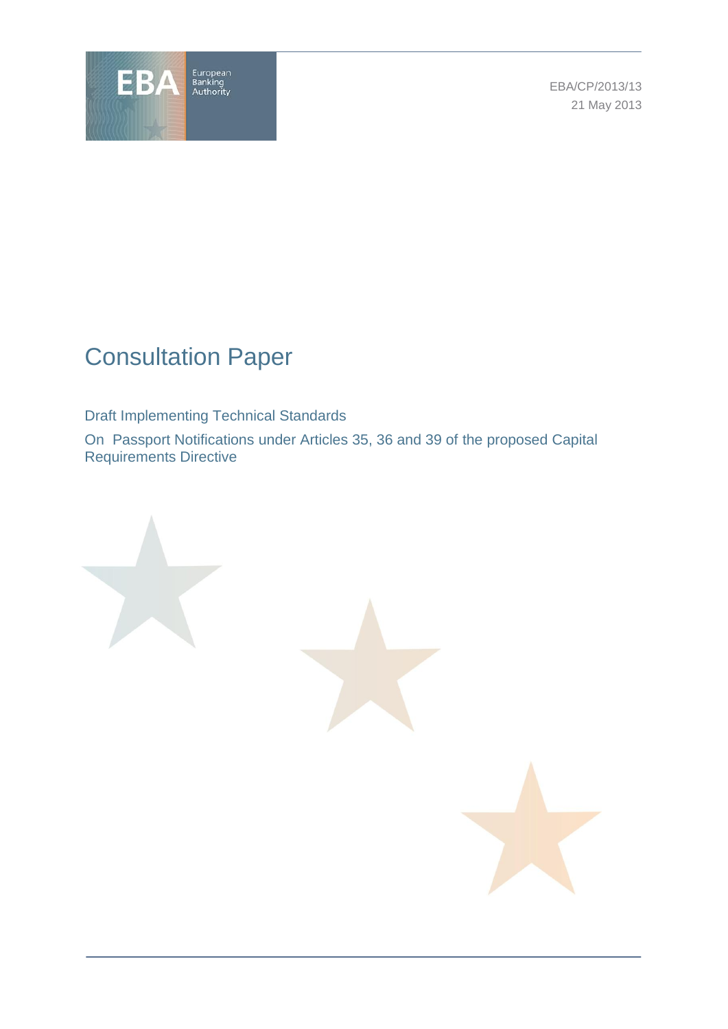EBA/CP/2013/13

21 May 2013

# Consultation Paper

Draft Implementing Technical Standards

On Passport Notifications under Articles 35, 36 and 39 of the proposed Capital Requirements Directive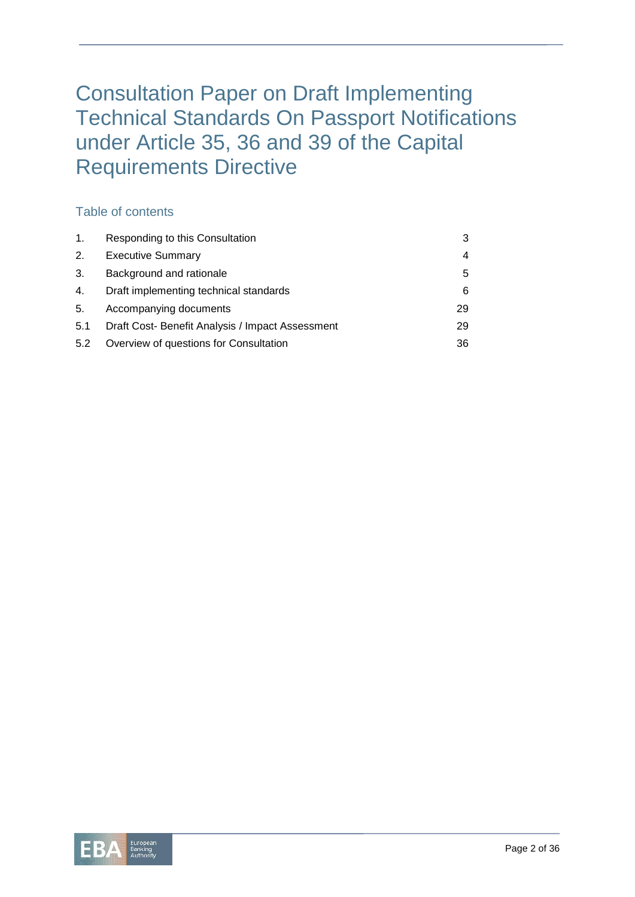# Consultation Paper on Draft Implementing Technical Standards On Passport Notifications under Article 35, 36 and 39 of the Capital Requirements Directive

## Table of contents

| | | |
|---|---|---|
| 1. | Responding to this Consultation | 3 |
| 2. | Executive Summary | 4 |
| 3. | Background and rationale | 5 |
| 4. | Draft implementing technical standards | 6 |
| 5. | Accompanying documents | 29 |
| 5.1 | Draft Cost- Benefit Analysis / Impact Assessment | 29 |
| 5.2 | Overview of questions for Consultation | 36 |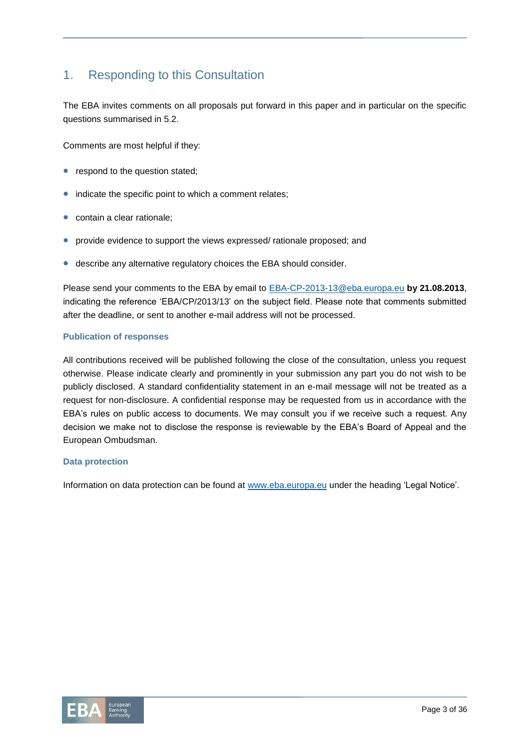# 1. Responding to this Consultation

The EBA invites comments on all proposals put forward in this paper and in particular on the specific questions summarised in 5.2.

Comments are most helpful if they:

- respond to the question stated;
- indicate the specific point to which a comment relates;
- contain a clear rationale;
- provide evidence to support the views expressed/ rationale proposed; and
- describe any alternative regulatory choices the EBA should consider.

Please send your comments to the EBA by email to EBA-CP-2013-13@eba.europa.eu **by 21.08.2013**, indicating the reference 'EBA/CP/2013/13' on the subject field. Please note that comments submitted after the deadline, or sent to another e-mail address will not be processed.

### Publication of responses

All contributions received will be published following the close of the consultation, unless you request otherwise. Please indicate clearly and prominently in your submission any part you do not wish to be publicly disclosed. A standard confidentiality statement in an e-mail message will not be treated as a request for non-disclosure. A confidential response may be requested from us in accordance with the EBA's rules on public access to documents. We may consult you if we receive such a request. Any decision we make not to disclose the response is reviewable by the EBA's Board of Appeal and the European Ombudsman.

### Data protection

Information on data protection can be found at www.eba.europa.eu under the heading 'Legal Notice'.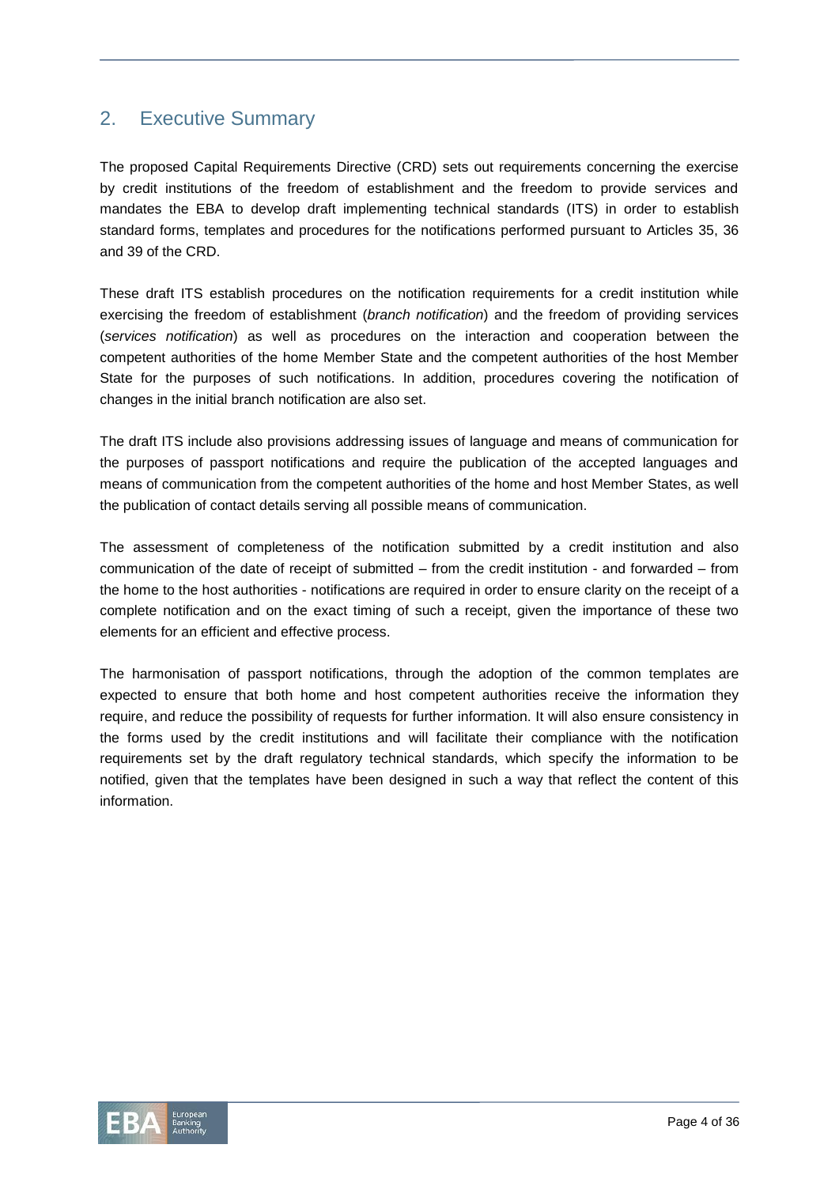## 2. Executive Summary

The proposed Capital Requirements Directive (CRD) sets out requirements concerning the exercise by credit institutions of the freedom of establishment and the freedom to provide services and mandates the EBA to develop draft implementing technical standards (ITS) in order to establish standard forms, templates and procedures for the notifications performed pursuant to Articles 35, 36 and 39 of the CRD.

These draft ITS establish procedures on the notification requirements for a credit institution while exercising the freedom of establishment (*branch notification*) and the freedom of providing services (*services notification*) as well as procedures on the interaction and cooperation between the competent authorities of the home Member State and the competent authorities of the host Member State for the purposes of such notifications. In addition, procedures covering the notification of changes in the initial branch notification are also set.

The draft ITS include also provisions addressing issues of language and means of communication for the purposes of passport notifications and require the publication of the accepted languages and means of communication from the competent authorities of the home and host Member States, as well the publication of contact details serving all possible means of communication.

The assessment of completeness of the notification submitted by a credit institution and also communication of the date of receipt of submitted – from the credit institution - and forwarded – from the home to the host authorities - notifications are required in order to ensure clarity on the receipt of a complete notification and on the exact timing of such a receipt, given the importance of these two elements for an efficient and effective process.

The harmonisation of passport notifications, through the adoption of the common templates are expected to ensure that both home and host competent authorities receive the information they require, and reduce the possibility of requests for further information. It will also ensure consistency in the forms used by the credit institutions and will facilitate their compliance with the notification requirements set by the draft regulatory technical standards, which specify the information to be notified, given that the templates have been designed in such a way that reflect the content of this information.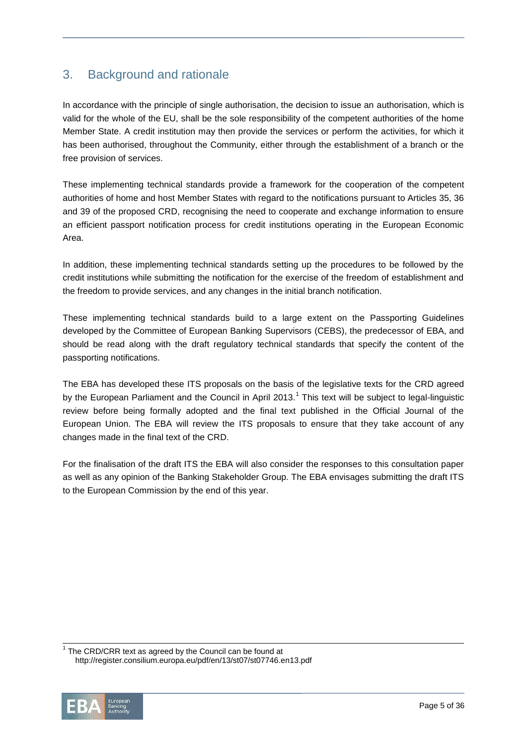## 3. Background and rationale

In accordance with the principle of single authorisation, the decision to issue an authorisation, which is valid for the whole of the EU, shall be the sole responsibility of the competent authorities of the home Member State. A credit institution may then provide the services or perform the activities, for which it has been authorised, throughout the Community, either through the establishment of a branch or the free provision of services.

These implementing technical standards provide a framework for the cooperation of the competent authorities of home and host Member States with regard to the notifications pursuant to Articles 35, 36 and 39 of the proposed CRD, recognising the need to cooperate and exchange information to ensure an efficient passport notification process for credit institutions operating in the European Economic Area.

In addition, these implementing technical standards setting up the procedures to be followed by the credit institutions while submitting the notification for the exercise of the freedom of establishment and the freedom to provide services, and any changes in the initial branch notification.

These implementing technical standards build to a large extent on the Passporting Guidelines developed by the Committee of European Banking Supervisors (CEBS), the predecessor of EBA, and should be read along with the draft regulatory technical standards that specify the content of the passporting notifications.

The EBA has developed these ITS proposals on the basis of the legislative texts for the CRD agreed by the European Parliament and the Council in April 2013.[1] This text will be subject to legal-linguistic review before being formally adopted and the final text published in the Official Journal of the European Union. The EBA will review the ITS proposals to ensure that they take account of any changes made in the final text of the CRD.

For the finalisation of the draft ITS the EBA will also consider the responses to this consultation paper as well as any opinion of the Banking Stakeholder Group. The EBA envisages submitting the draft ITS to the European Commission by the end of this year.

---

[1] The CRD/CRR text as agreed by the Council can be found at http://register.consilium.europa.eu/pdf/en/13/st07/st07746.en13.pdf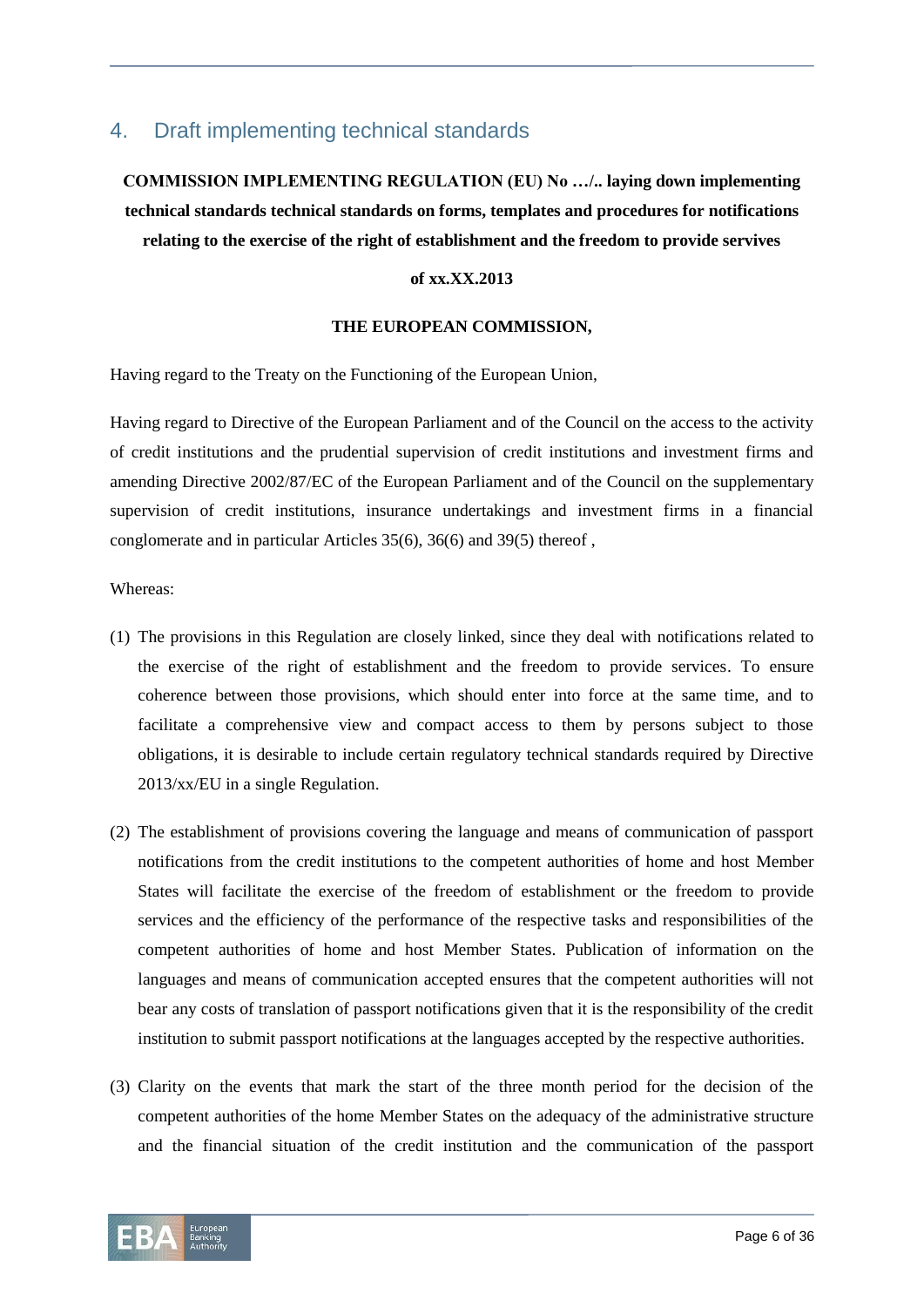# 4. Draft implementing technical standards

**COMMISSION IMPLEMENTING REGULATION (EU) No …/.. laying down implementing technical standards technical standards on forms, templates and procedures for notifications relating to the exercise of the right of establishment and the freedom to provide servives**

**of xx.XX.2013**

**THE EUROPEAN COMMISSION,**

Having regard to the Treaty on the Functioning of the European Union,

Having regard to Directive of the European Parliament and of the Council on the access to the activity of credit institutions and the prudential supervision of credit institutions and investment firms and amending Directive 2002/87/EC of the European Parliament and of the Council on the supplementary supervision of credit institutions, insurance undertakings and investment firms in a financial conglomerate and in particular Articles 35(6), 36(6) and 39(5) thereof ,

Whereas:

(1) The provisions in this Regulation are closely linked, since they deal with notifications related to the exercise of the right of establishment and the freedom to provide services. To ensure coherence between those provisions, which should enter into force at the same time, and to facilitate a comprehensive view and compact access to them by persons subject to those obligations, it is desirable to include certain regulatory technical standards required by Directive 2013/xx/EU in a single Regulation.

(2) The establishment of provisions covering the language and means of communication of passport notifications from the credit institutions to the competent authorities of home and host Member States will facilitate the exercise of the freedom of establishment or the freedom to provide services and the efficiency of the performance of the respective tasks and responsibilities of the competent authorities of home and host Member States. Publication of information on the languages and means of communication accepted ensures that the competent authorities will not bear any costs of translation of passport notifications given that it is the responsibility of the credit institution to submit passport notifications at the languages accepted by the respective authorities.

(3) Clarity on the events that mark the start of the three month period for the decision of the competent authorities of the home Member States on the adequacy of the administrative structure and the financial situation of the credit institution and the communication of the passport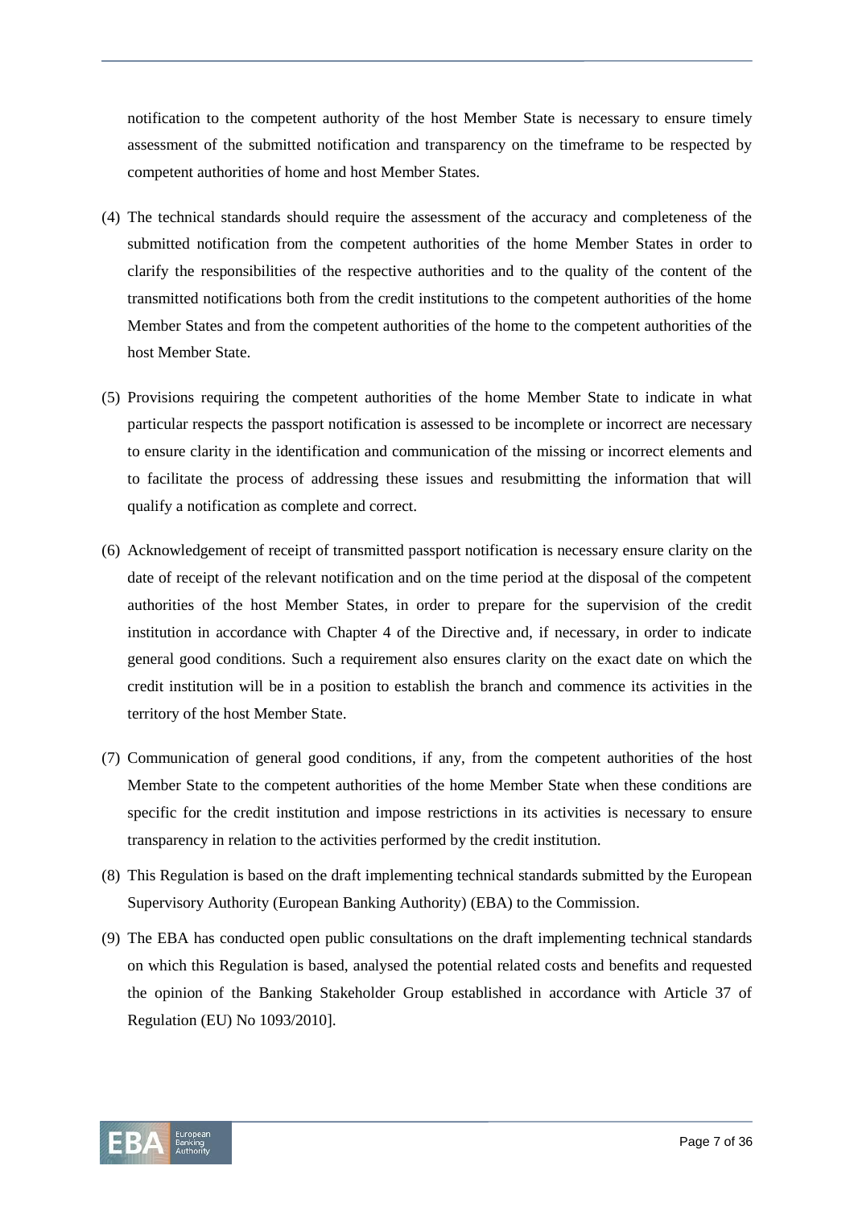notification to the competent authority of the host Member State is necessary to ensure timely assessment of the submitted notification and transparency on the timeframe to be respected by competent authorities of home and host Member States.

(4) The technical standards should require the assessment of the accuracy and completeness of the submitted notification from the competent authorities of the home Member States in order to clarify the responsibilities of the respective authorities and to the quality of the content of the transmitted notifications both from the credit institutions to the competent authorities of the home Member States and from the competent authorities of the home to the competent authorities of the host Member State.

(5) Provisions requiring the competent authorities of the home Member State to indicate in what particular respects the passport notification is assessed to be incomplete or incorrect are necessary to ensure clarity in the identification and communication of the missing or incorrect elements and to facilitate the process of addressing these issues and resubmitting the information that will qualify a notification as complete and correct.

(6) Acknowledgement of receipt of transmitted passport notification is necessary ensure clarity on the date of receipt of the relevant notification and on the time period at the disposal of the competent authorities of the host Member States, in order to prepare for the supervision of the credit institution in accordance with Chapter 4 of the Directive and, if necessary, in order to indicate general good conditions. Such a requirement also ensures clarity on the exact date on which the credit institution will be in a position to establish the branch and commence its activities in the territory of the host Member State.

(7) Communication of general good conditions, if any, from the competent authorities of the host Member State to the competent authorities of the home Member State when these conditions are specific for the credit institution and impose restrictions in its activities is necessary to ensure transparency in relation to the activities performed by the credit institution.

(8) This Regulation is based on the draft implementing technical standards submitted by the European Supervisory Authority (European Banking Authority) (EBA) to the Commission.

(9) The EBA has conducted open public consultations on the draft implementing technical standards on which this Regulation is based, analysed the potential related costs and benefits and requested the opinion of the Banking Stakeholder Group established in accordance with Article 37 of Regulation (EU) No 1093/2010].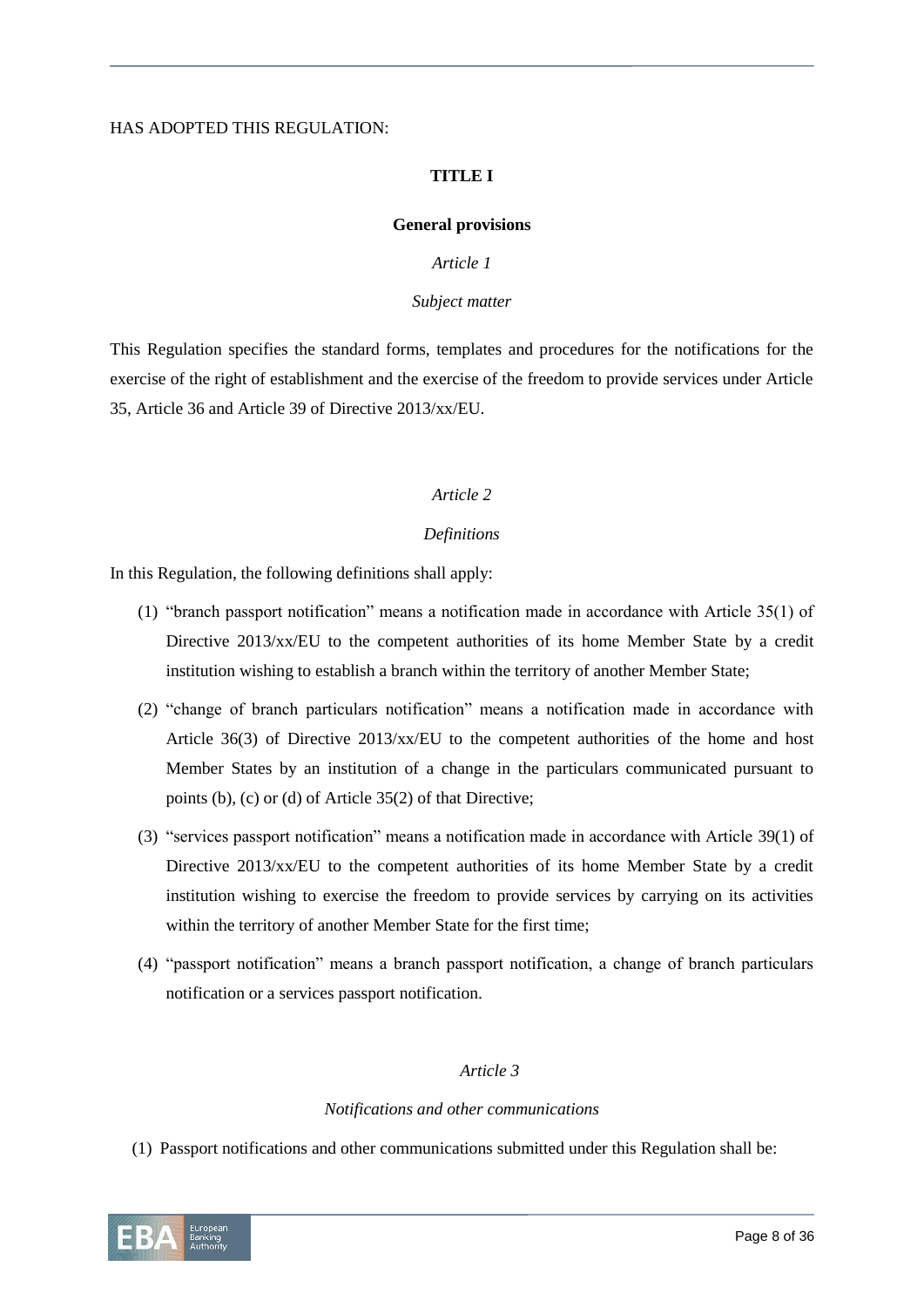HAS ADOPTED THIS REGULATION:

## TITLE I

## General provisions

*Article 1*

*Subject matter*

This Regulation specifies the standard forms, templates and procedures for the notifications for the exercise of the right of establishment and the exercise of the freedom to provide services under Article 35, Article 36 and Article 39 of Directive 2013/xx/EU.

*Article 2*

*Definitions*

In this Regulation, the following definitions shall apply:

(1) "branch passport notification" means a notification made in accordance with Article 35(1) of Directive 2013/xx/EU to the competent authorities of its home Member State by a credit institution wishing to establish a branch within the territory of another Member State;

(2) "change of branch particulars notification" means a notification made in accordance with Article 36(3) of Directive 2013/xx/EU to the competent authorities of the home and host Member States by an institution of a change in the particulars communicated pursuant to points (b), (c) or (d) of Article 35(2) of that Directive;

(3) "services passport notification" means a notification made in accordance with Article 39(1) of Directive 2013/xx/EU to the competent authorities of its home Member State by a credit institution wishing to exercise the freedom to provide services by carrying on its activities within the territory of another Member State for the first time;

(4) "passport notification" means a branch passport notification, a change of branch particulars notification or a services passport notification.

*Article 3*

*Notifications and other communications*

(1) Passport notifications and other communications submitted under this Regulation shall be: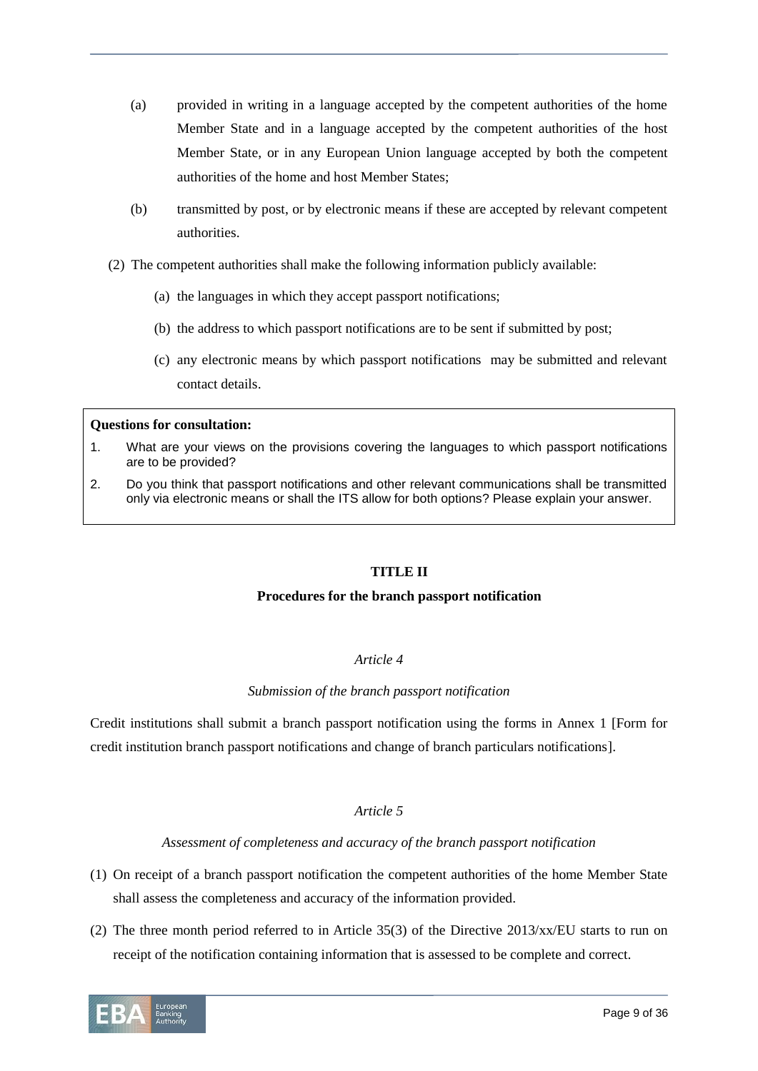(a) provided in writing in a language accepted by the competent authorities of the home Member State and in a language accepted by the competent authorities of the host Member State, or in any European Union language accepted by both the competent authorities of the home and host Member States;

(b) transmitted by post, or by electronic means if these are accepted by relevant competent authorities.

(2) The competent authorities shall make the following information publicly available:

(a) the languages in which they accept passport notifications;

(b) the address to which passport notifications are to be sent if submitted by post;

(c) any electronic means by which passport notifications may be submitted and relevant contact details.

**Questions for consultation:**

1. What are your views on the provisions covering the languages to which passport notifications are to be provided?
2. Do you think that passport notifications and other relevant communications shall be transmitted only via electronic means or shall the ITS allow for both options? Please explain your answer.

## TITLE II

## Procedures for the branch passport notification

*Article 4*

*Submission of the branch passport notification*

Credit institutions shall submit a branch passport notification using the forms in Annex 1 [Form for credit institution branch passport notifications and change of branch particulars notifications].

*Article 5*

*Assessment of completeness and accuracy of the branch passport notification*

(1) On receipt of a branch passport notification the competent authorities of the home Member State shall assess the completeness and accuracy of the information provided.

(2) The three month period referred to in Article 35(3) of the Directive 2013/xx/EU starts to run on receipt of the notification containing information that is assessed to be complete and correct.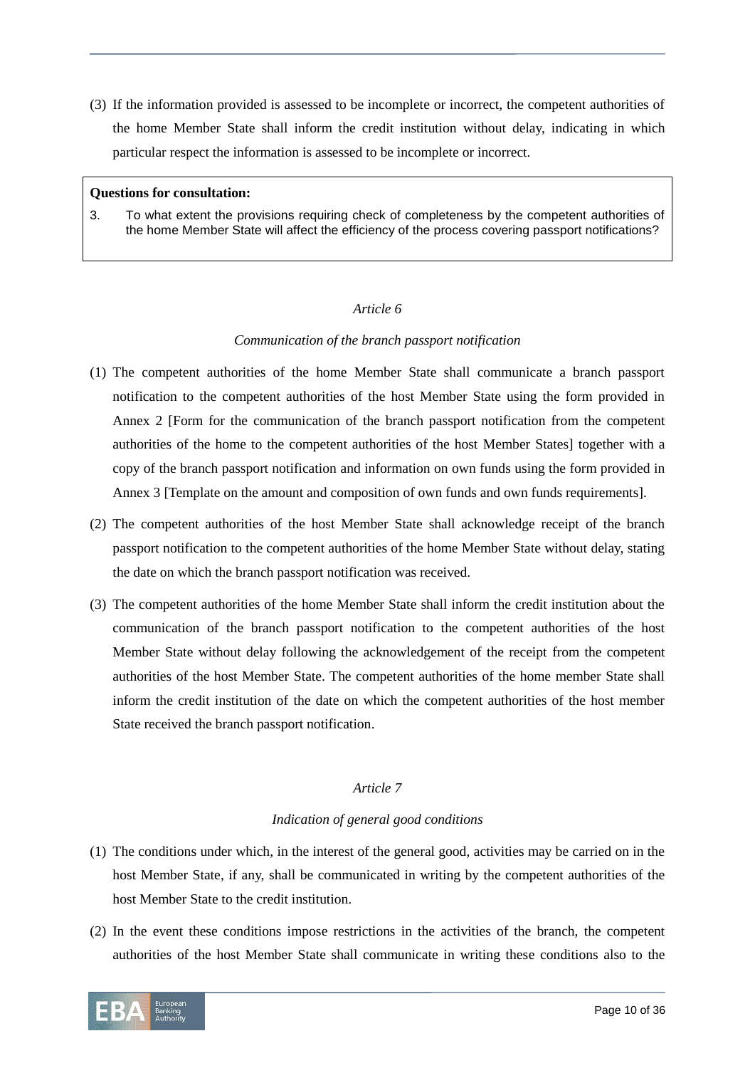(3) If the information provided is assessed to be incomplete or incorrect, the competent authorities of the home Member State shall inform the credit institution without delay, indicating in which particular respect the information is assessed to be incomplete or incorrect.

> **Questions for consultation:**
>
> 3. To what extent the provisions requiring check of completeness by the competent authorities of the home Member State will affect the efficiency of the process covering passport notifications?

*Article 6*

*Communication of the branch passport notification*

(1) The competent authorities of the home Member State shall communicate a branch passport notification to the competent authorities of the host Member State using the form provided in Annex 2 [Form for the communication of the branch passport notification from the competent authorities of the home to the competent authorities of the host Member States] together with a copy of the branch passport notification and information on own funds using the form provided in Annex 3 [Template on the amount and composition of own funds and own funds requirements].

(2) The competent authorities of the host Member State shall acknowledge receipt of the branch passport notification to the competent authorities of the home Member State without delay, stating the date on which the branch passport notification was received.

(3) The competent authorities of the home Member State shall inform the credit institution about the communication of the branch passport notification to the competent authorities of the host Member State without delay following the acknowledgement of the receipt from the competent authorities of the host Member State. The competent authorities of the home member State shall inform the credit institution of the date on which the competent authorities of the host member State received the branch passport notification.

*Article 7*

*Indication of general good conditions*

(1) The conditions under which, in the interest of the general good, activities may be carried on in the host Member State, if any, shall be communicated in writing by the competent authorities of the host Member State to the credit institution.

(2) In the event these conditions impose restrictions in the activities of the branch, the competent authorities of the host Member State shall communicate in writing these conditions also to the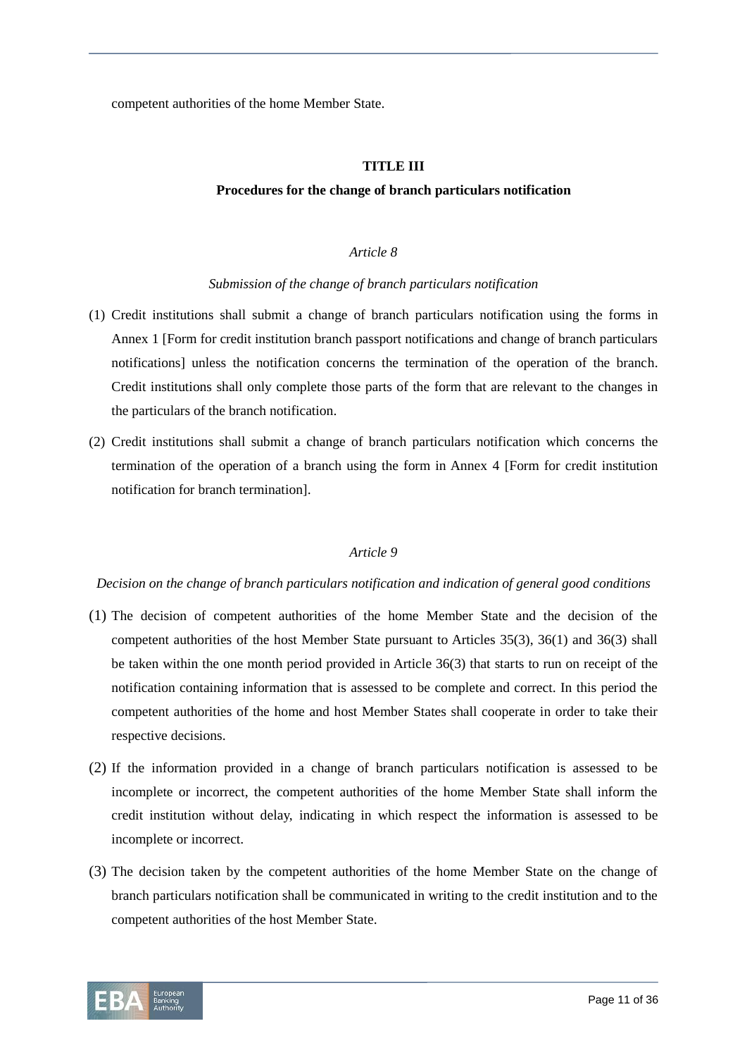competent authorities of the home Member State.

## TITLE III

## Procedures for the change of branch particulars notification

### *Article 8*

*Submission of the change of branch particulars notification*

(1) Credit institutions shall submit a change of branch particulars notification using the forms in Annex 1 [Form for credit institution branch passport notifications and change of branch particulars notifications] unless the notification concerns the termination of the operation of the branch. Credit institutions shall only complete those parts of the form that are relevant to the changes in the particulars of the branch notification.

(2) Credit institutions shall submit a change of branch particulars notification which concerns the termination of the operation of a branch using the form in Annex 4 [Form for credit institution notification for branch termination].

### *Article 9*

*Decision on the change of branch particulars notification and indication of general good conditions*

(1) The decision of competent authorities of the home Member State and the decision of the competent authorities of the host Member State pursuant to Articles 35(3), 36(1) and 36(3) shall be taken within the one month period provided in Article 36(3) that starts to run on receipt of the notification containing information that is assessed to be complete and correct. In this period the competent authorities of the home and host Member States shall cooperate in order to take their respective decisions.

(2) If the information provided in a change of branch particulars notification is assessed to be incomplete or incorrect, the competent authorities of the home Member State shall inform the credit institution without delay, indicating in which respect the information is assessed to be incomplete or incorrect.

(3) The decision taken by the competent authorities of the home Member State on the change of branch particulars notification shall be communicated in writing to the credit institution and to the competent authorities of the host Member State.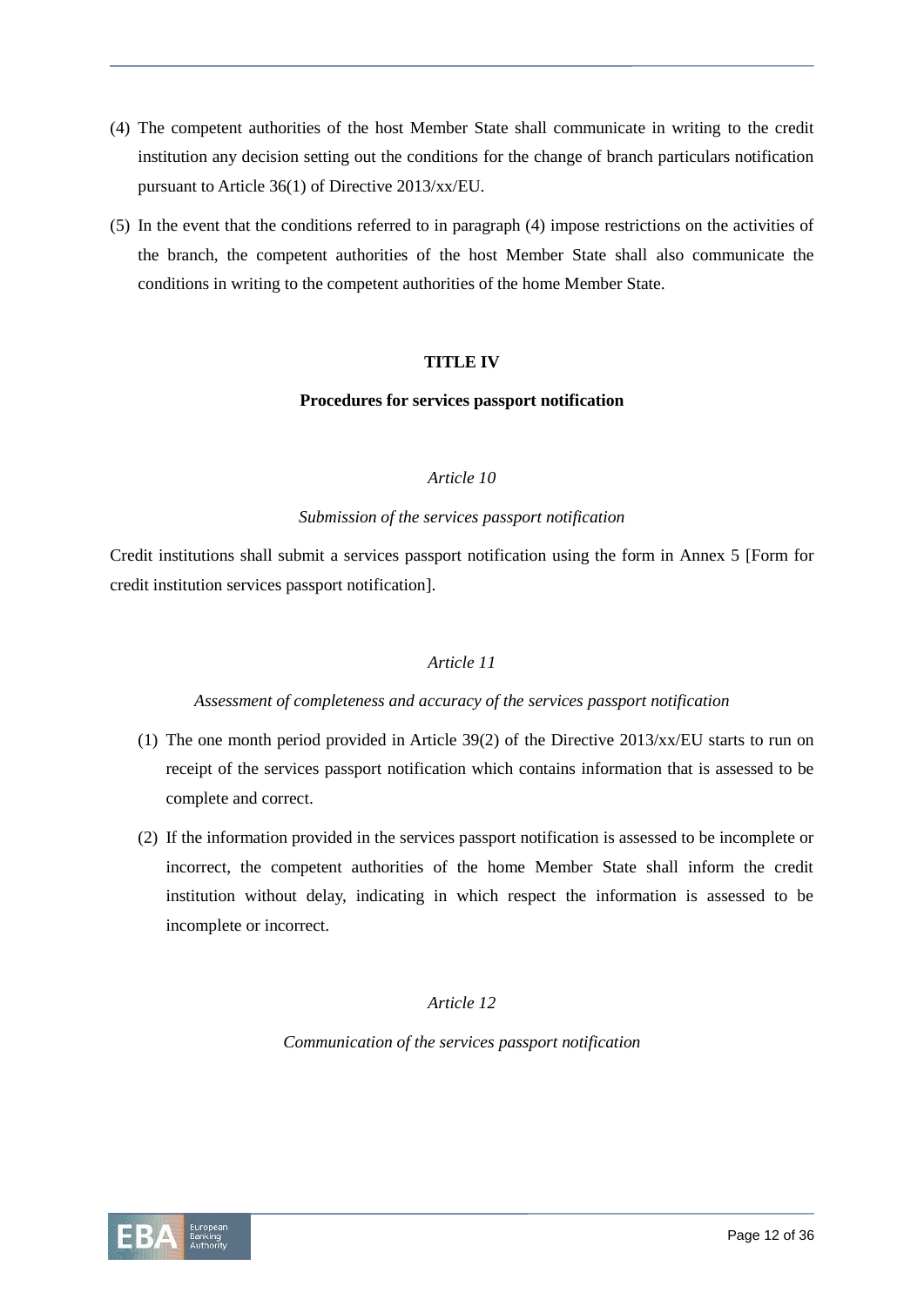(4) The competent authorities of the host Member State shall communicate in writing to the credit institution any decision setting out the conditions for the change of branch particulars notification pursuant to Article 36(1) of Directive 2013/xx/EU.

(5) In the event that the conditions referred to in paragraph (4) impose restrictions on the activities of the branch, the competent authorities of the host Member State shall also communicate the conditions in writing to the competent authorities of the home Member State.

## TITLE IV

### Procedures for services passport notification

*Article 10*

*Submission of the services passport notification*

Credit institutions shall submit a services passport notification using the form in Annex 5 [Form for credit institution services passport notification].

*Article 11*

*Assessment of completeness and accuracy of the services passport notification*

(1) The one month period provided in Article 39(2) of the Directive 2013/xx/EU starts to run on receipt of the services passport notification which contains information that is assessed to be complete and correct.

(2) If the information provided in the services passport notification is assessed to be incomplete or incorrect, the competent authorities of the home Member State shall inform the credit institution without delay, indicating in which respect the information is assessed to be incomplete or incorrect.

*Article 12*

*Communication of the services passport notification*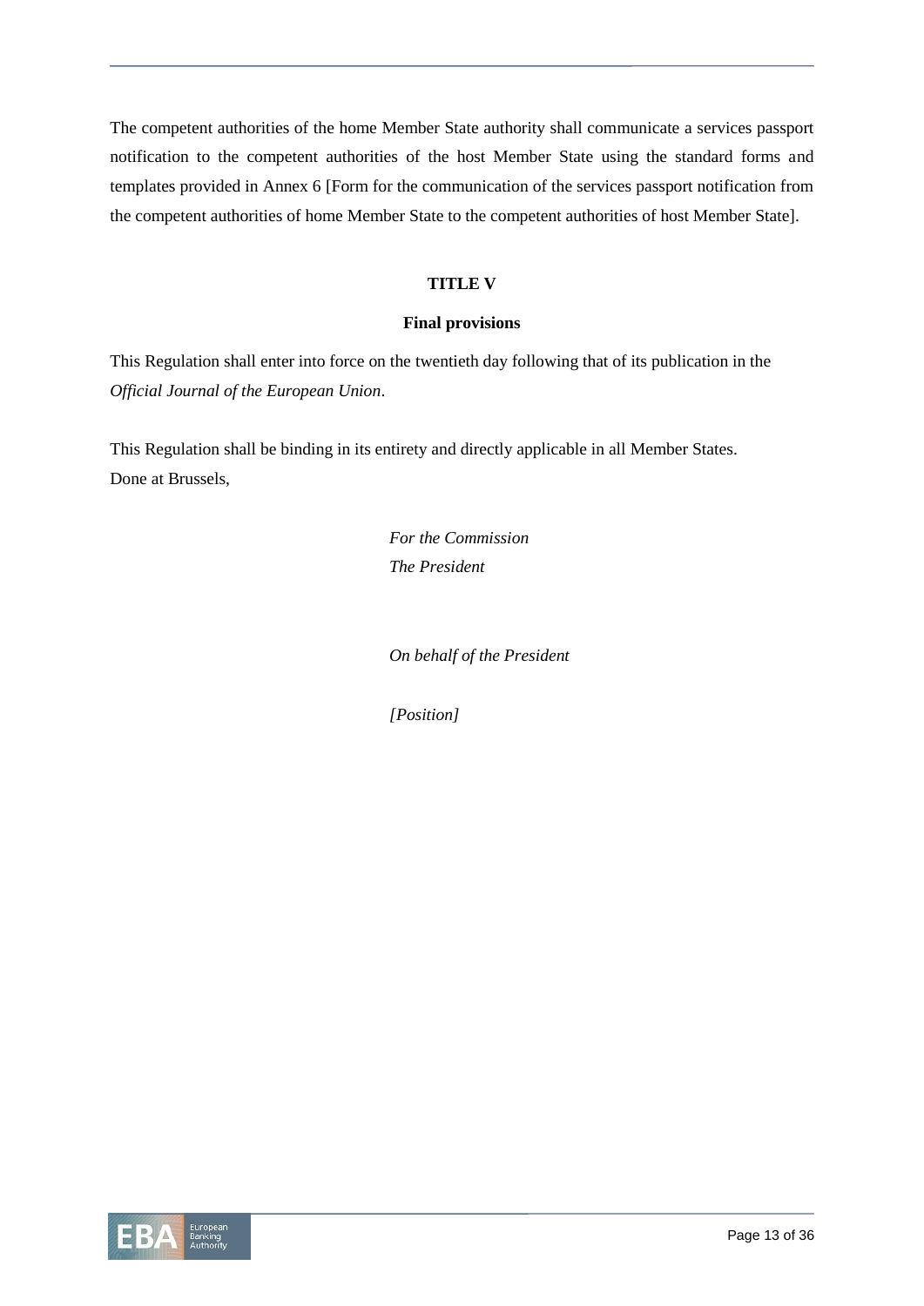The competent authorities of the home Member State authority shall communicate a services passport notification to the competent authorities of the host Member State using the standard forms and templates provided in Annex 6 [Form for the communication of the services passport notification from the competent authorities of home Member State to the competent authorities of host Member State].

**TITLE V**

**Final provisions**

This Regulation shall enter into force on the twentieth day following that of its publication in the *Official Journal of the European Union*.

This Regulation shall be binding in its entirety and directly applicable in all Member States.
Done at Brussels,

*For the Commission*
*The President*

*On behalf of the President*

*[Position]*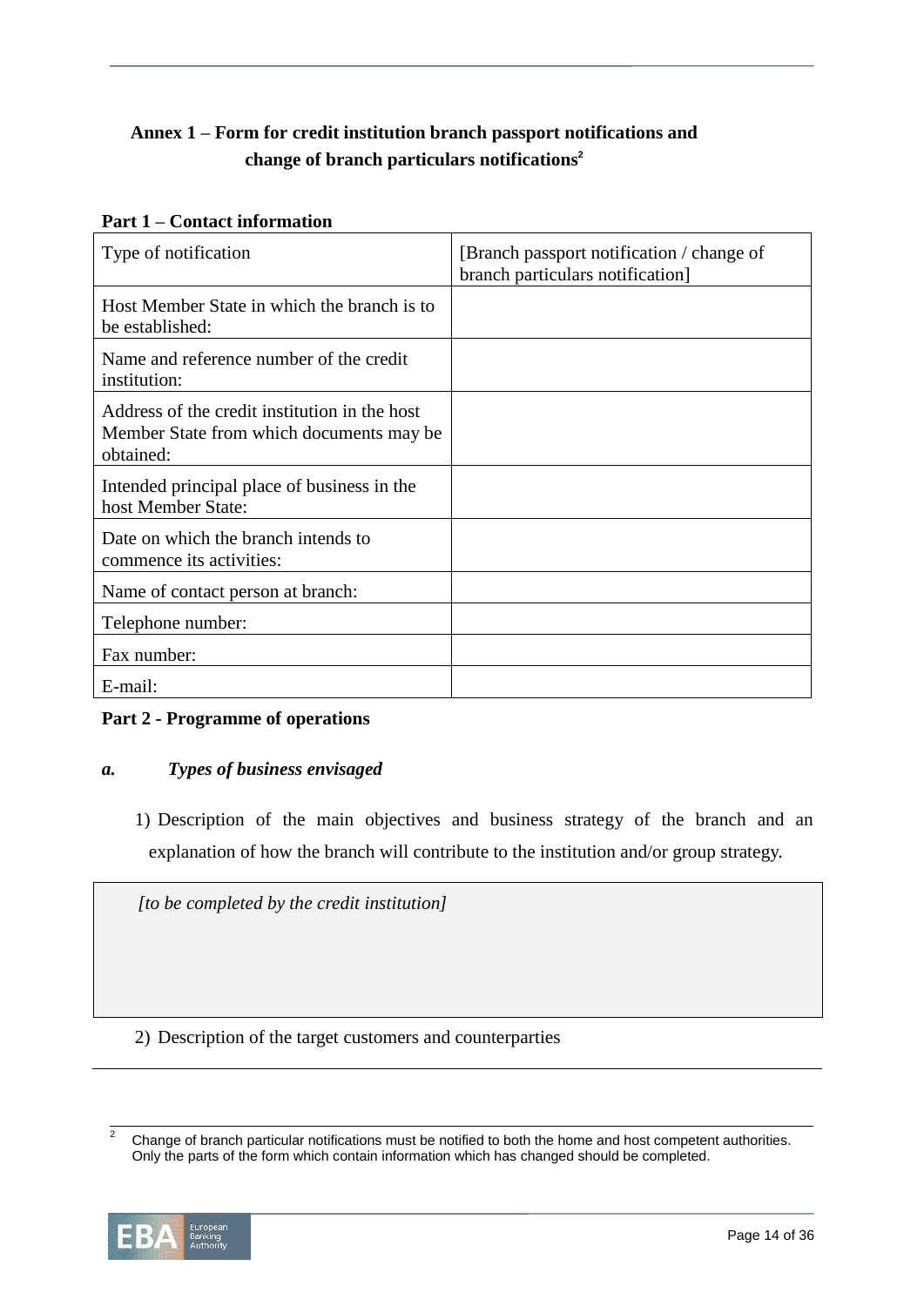## Annex 1 – Form for credit institution branch passport notifications and change of branch particulars notifications[2]

**Part 1 – Contact information**

| Type of notification | [Branch passport notification / change of branch particulars notification] |
|---|---|
| Host Member State in which the branch is to be established: | |
| Name and reference number of the credit institution: | |
| Address of the credit institution in the host Member State from which documents may be obtained: | |
| Intended principal place of business in the host Member State: | |
| Date on which the branch intends to commence its activities: | |
| Name of contact person at branch: | |
| Telephone number: | |
| Fax number: | |
| E-mail: | |

**Part 2 - Programme of operations**

***a. Types of business envisaged***

1) Description of the main objectives and business strategy of the branch and an explanation of how the branch will contribute to the institution and/or group strategy.

| *[to be completed by the credit institution]* |
|---|

2) Description of the target customers and counterparties

---

[2] Change of branch particular notifications must be notified to both the home and host competent authorities. Only the parts of the form which contain information which has changed should be completed.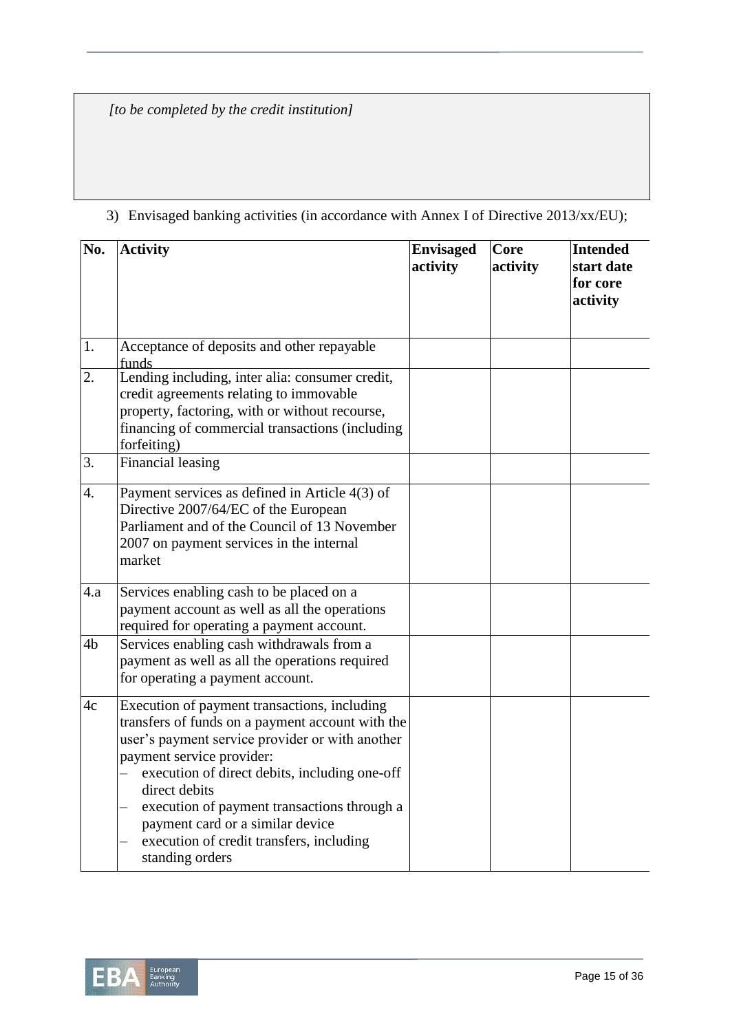*[to be completed by the credit institution]*

3) Envisaged banking activities (in accordance with Annex I of Directive 2013/xx/EU);

| No. | Activity | Envisaged activity | Core activity | Intended start date for core activity |
|---|---|---|---|---|
| 1. | Acceptance of deposits and other repayable funds | | | |
| 2. | Lending including, inter alia: consumer credit, credit agreements relating to immovable property, factoring, with or without recourse, financing of commercial transactions (including forfeiting) | | | |
| 3. | Financial leasing | | | |
| 4. | Payment services as defined in Article 4(3) of Directive 2007/64/EC of the European Parliament and of the Council of 13 November 2007 on payment services in the internal market | | | |
| 4.a | Services enabling cash to be placed on a payment account as well as all the operations required for operating a payment account. | | | |
| 4b | Services enabling cash withdrawals from a payment as well as all the operations required for operating a payment account. | | | |
| 4c | Execution of payment transactions, including transfers of funds on a payment account with the user's payment service provider or with another payment service provider:<br>– execution of direct debits, including one-off direct debits<br>– execution of payment transactions through a payment card or a similar device<br>– execution of credit transfers, including standing orders | | | |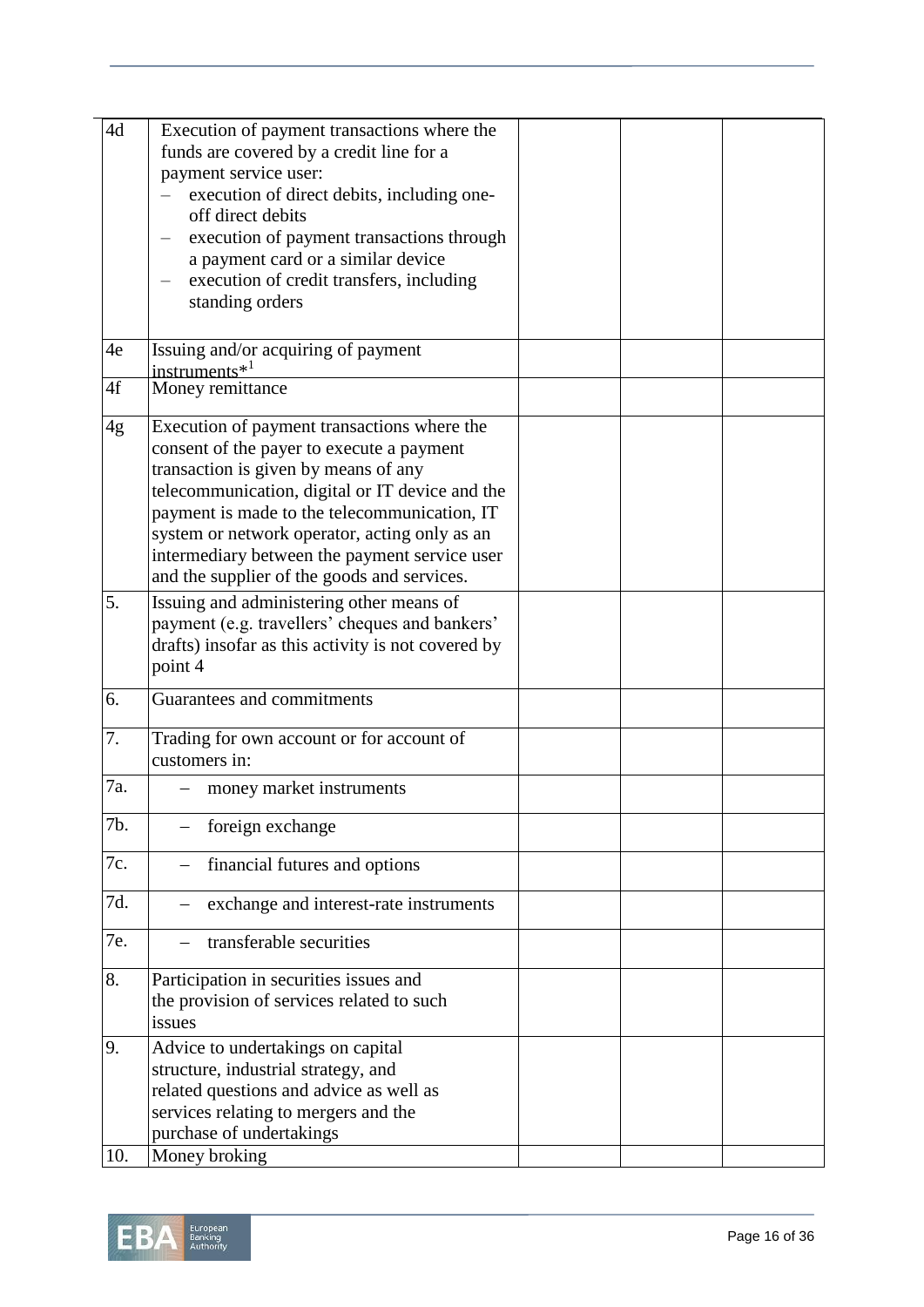| | | | | |
|---|---|---|---|---|
| 4d | Execution of payment transactions where the funds are covered by a credit line for a payment service user:<br>– execution of direct debits, including one-off direct debits<br>– execution of payment transactions through a payment card or a similar device<br>– execution of credit transfers, including standing orders | | | |
| 4e | Issuing and/or acquiring of payment instruments*[1] | | | |
| 4f | Money remittance | | | |
| 4g | Execution of payment transactions where the consent of the payer to execute a payment transaction is given by means of any telecommunication, digital or IT device and the payment is made to the telecommunication, IT system or network operator, acting only as an intermediary between the payment service user and the supplier of the goods and services. | | | |
| 5. | Issuing and administering other means of payment (e.g. travellers' cheques and bankers' drafts) insofar as this activity is not covered by point 4 | | | |
| 6. | Guarantees and commitments | | | |
| 7. | Trading for own account or for account of customers in: | | | |
| 7a. | – money market instruments | | | |
| 7b. | – foreign exchange | | | |
| 7c. | – financial futures and options | | | |
| 7d. | – exchange and interest-rate instruments | | | |
| 7e. | – transferable securities | | | |
| 8. | Participation in securities issues and the provision of services related to such issues | | | |
| 9. | Advice to undertakings on capital structure, industrial strategy, and related questions and advice as well as services relating to mergers and the purchase of undertakings | | | |
| 10. | Money broking | | | |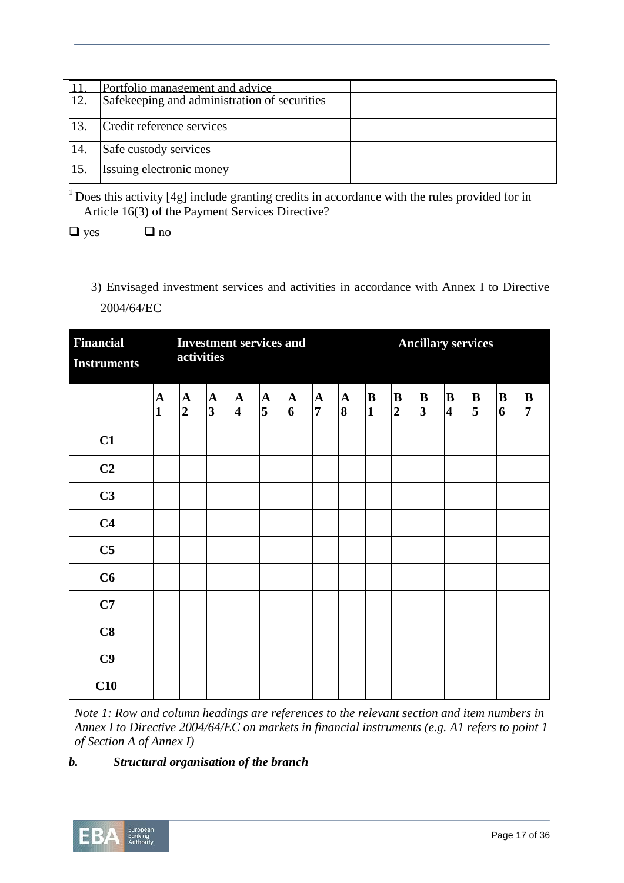| | | | | |
|---|---|---|---|---|
| 11. | Portfolio management and advice | | | |
| 12. | Safekeeping and administration of securities | | | |
| 13. | Credit reference services | | | |
| 14. | Safe custody services | | | |
| 15. | Issuing electronic money | | | |

[1] Does this activity [4g] include granting credits in accordance with the rules provided for in Article 16(3) of the Payment Services Directive?

❑ yes ❑ no

3) Envisaged investment services and activities in accordance with Annex I to Directive 2004/64/EC

| Financial Instruments | Investment services and activities | | | | | | | | Ancillary services | | | | | | |
|---|---|---|---|---|---|---|---|---|---|---|---|---|---|---|---|
| | A 1 | A 2 | A 3 | A 4 | A 5 | A 6 | A 7 | A 8 | B 1 | B 2 | B 3 | B 4 | B 5 | B 6 | B 7 |
| C1 | | | | | | | | | | | | | | | |
| C2 | | | | | | | | | | | | | | | |
| C3 | | | | | | | | | | | | | | | |
| C4 | | | | | | | | | | | | | | | |
| C5 | | | | | | | | | | | | | | | |
| C6 | | | | | | | | | | | | | | | |
| C7 | | | | | | | | | | | | | | | |
| C8 | | | | | | | | | | | | | | | |
| C9 | | | | | | | | | | | | | | | |
| C10 | | | | | | | | | | | | | | | |

*Note 1: Row and column headings are references to the relevant section and item numbers in Annex I to Directive 2004/64/EC on markets in financial instruments (e.g. A1 refers to point 1 of Section A of Annex I)*

***b. Structural organisation of the branch***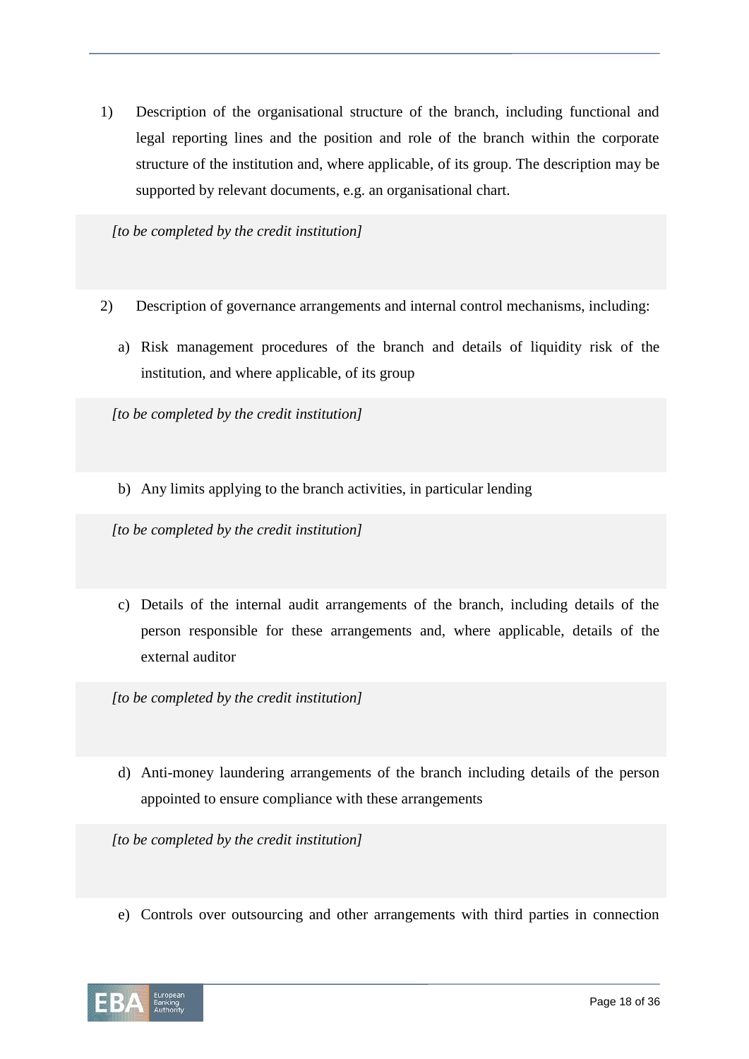1) Description of the organisational structure of the branch, including functional and legal reporting lines and the position and role of the branch within the corporate structure of the institution and, where applicable, of its group. The description may be supported by relevant documents, e.g. an organisational chart.

*[to be completed by the credit institution]*

2) Description of governance arrangements and internal control mechanisms, including:

   a) Risk management procedures of the branch and details of liquidity risk of the institution, and where applicable, of its group

*[to be completed by the credit institution]*

   b) Any limits applying to the branch activities, in particular lending

*[to be completed by the credit institution]*

   c) Details of the internal audit arrangements of the branch, including details of the person responsible for these arrangements and, where applicable, details of the external auditor

*[to be completed by the credit institution]*

   d) Anti-money laundering arrangements of the branch including details of the person appointed to ensure compliance with these arrangements

*[to be completed by the credit institution]*

   e) Controls over outsourcing and other arrangements with third parties in connection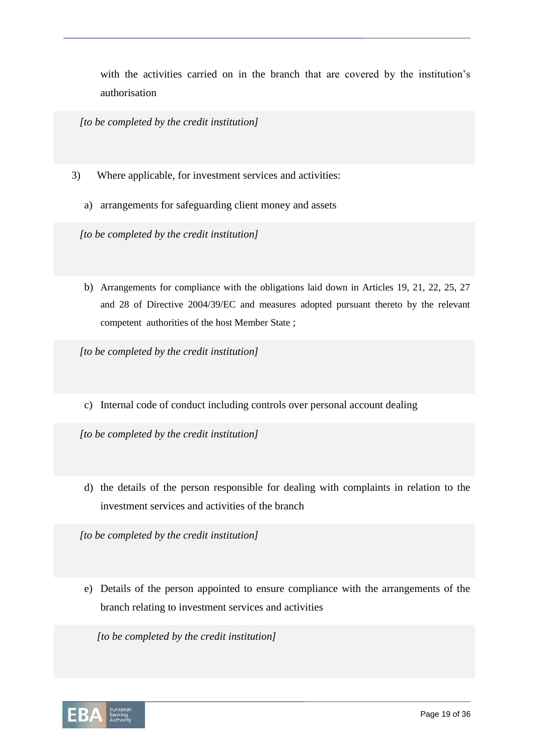with the activities carried on in the branch that are covered by the institution's authorisation

*[to be completed by the credit institution]*

3) Where applicable, for investment services and activities:

a) arrangements for safeguarding client money and assets

*[to be completed by the credit institution]*

b) Arrangements for compliance with the obligations laid down in Articles 19, 21, 22, 25, 27 and 28 of Directive 2004/39/EC and measures adopted pursuant thereto by the relevant competent authorities of the host Member State ;

*[to be completed by the credit institution]*

c) Internal code of conduct including controls over personal account dealing

*[to be completed by the credit institution]*

d) the details of the person responsible for dealing with complaints in relation to the investment services and activities of the branch

*[to be completed by the credit institution]*

e) Details of the person appointed to ensure compliance with the arrangements of the branch relating to investment services and activities

*[to be completed by the credit institution]*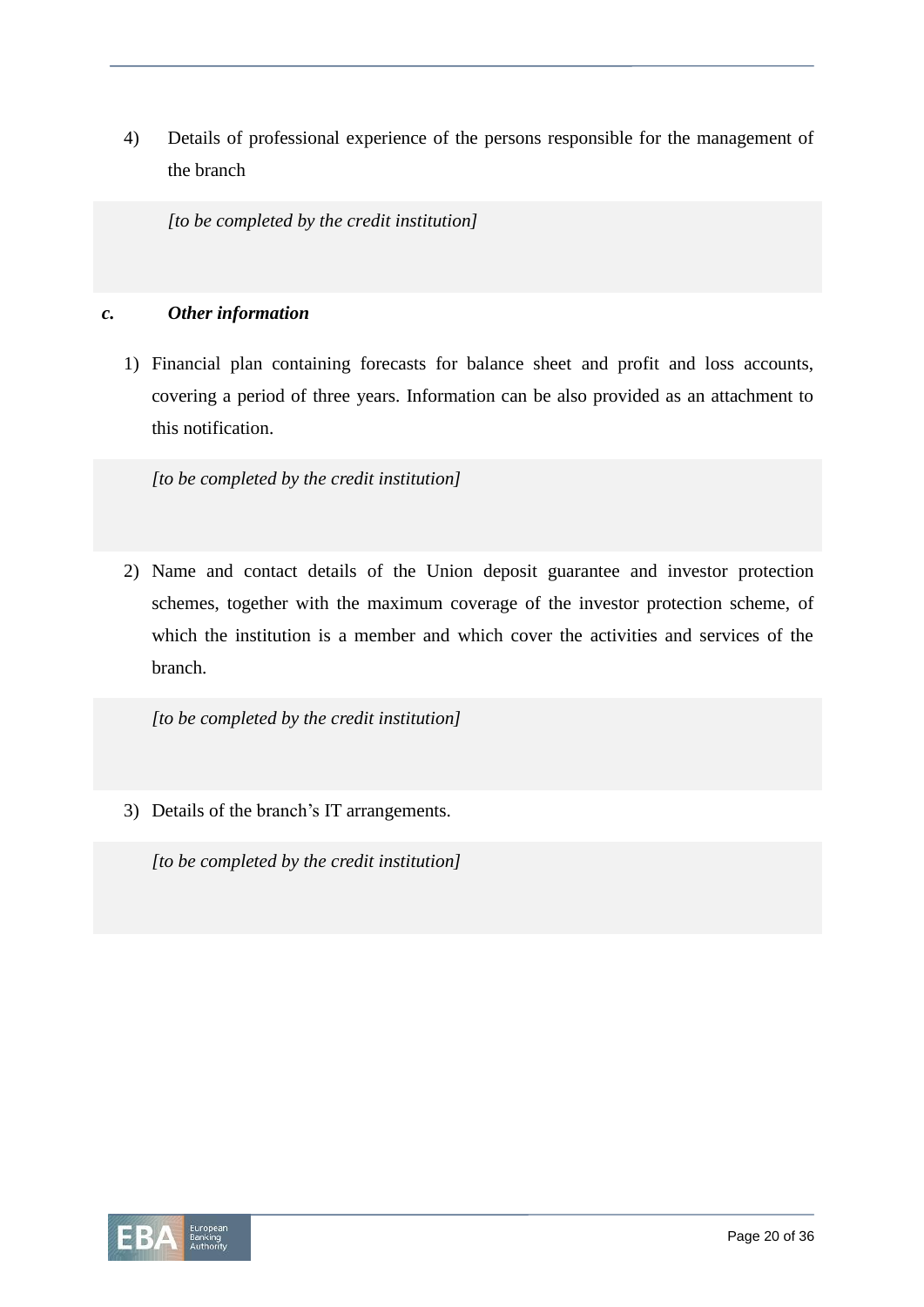4) Details of professional experience of the persons responsible for the management of the branch

*[to be completed by the credit institution]*

***c. Other information***

1) Financial plan containing forecasts for balance sheet and profit and loss accounts, covering a period of three years. Information can be also provided as an attachment to this notification.

*[to be completed by the credit institution]*

2) Name and contact details of the Union deposit guarantee and investor protection schemes, together with the maximum coverage of the investor protection scheme, of which the institution is a member and which cover the activities and services of the branch.

*[to be completed by the credit institution]*

3) Details of the branch's IT arrangements.

*[to be completed by the credit institution]*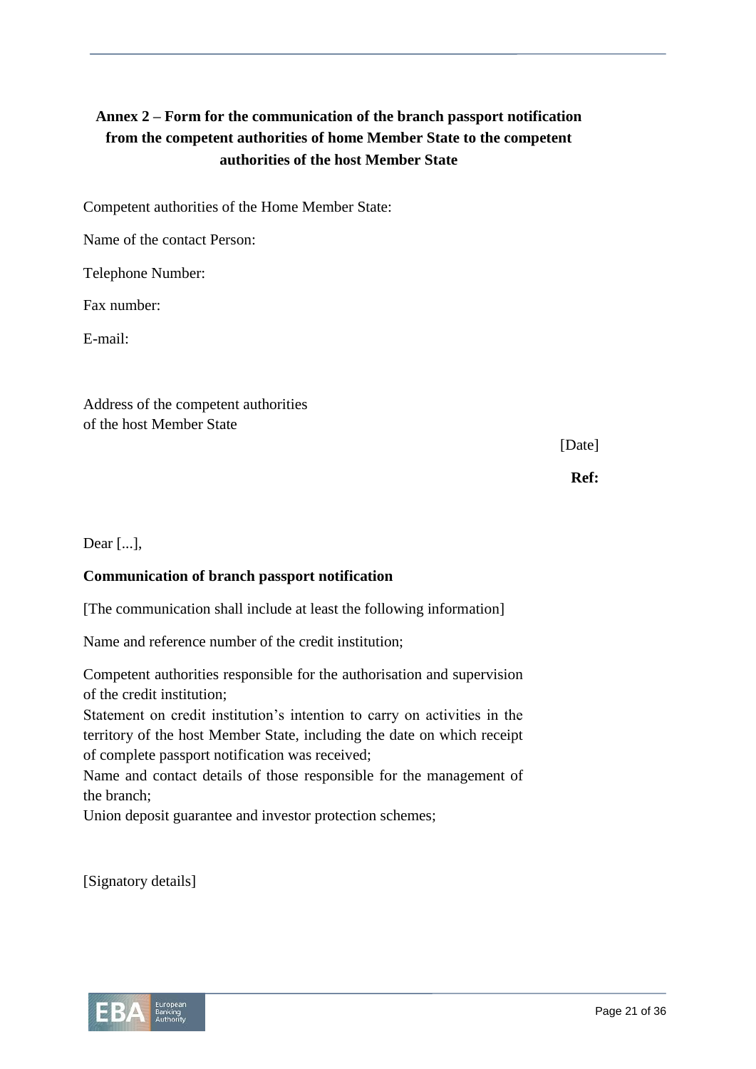## Annex 2 – Form for the communication of the branch passport notification from the competent authorities of home Member State to the competent authorities of the host Member State

Competent authorities of the Home Member State:

Name of the contact Person:

Telephone Number:

Fax number:

E-mail:

Address of the competent authorities
of the host Member State

[Date]

**Ref:**

Dear [...],

**Communication of branch passport notification**

[The communication shall include at least the following information]

Name and reference number of the credit institution;

Competent authorities responsible for the authorisation and supervision of the credit institution;

Statement on credit institution's intention to carry on activities in the territory of the host Member State, including the date on which receipt of complete passport notification was received;

Name and contact details of those responsible for the management of the branch;

Union deposit guarantee and investor protection schemes;

[Signatory details]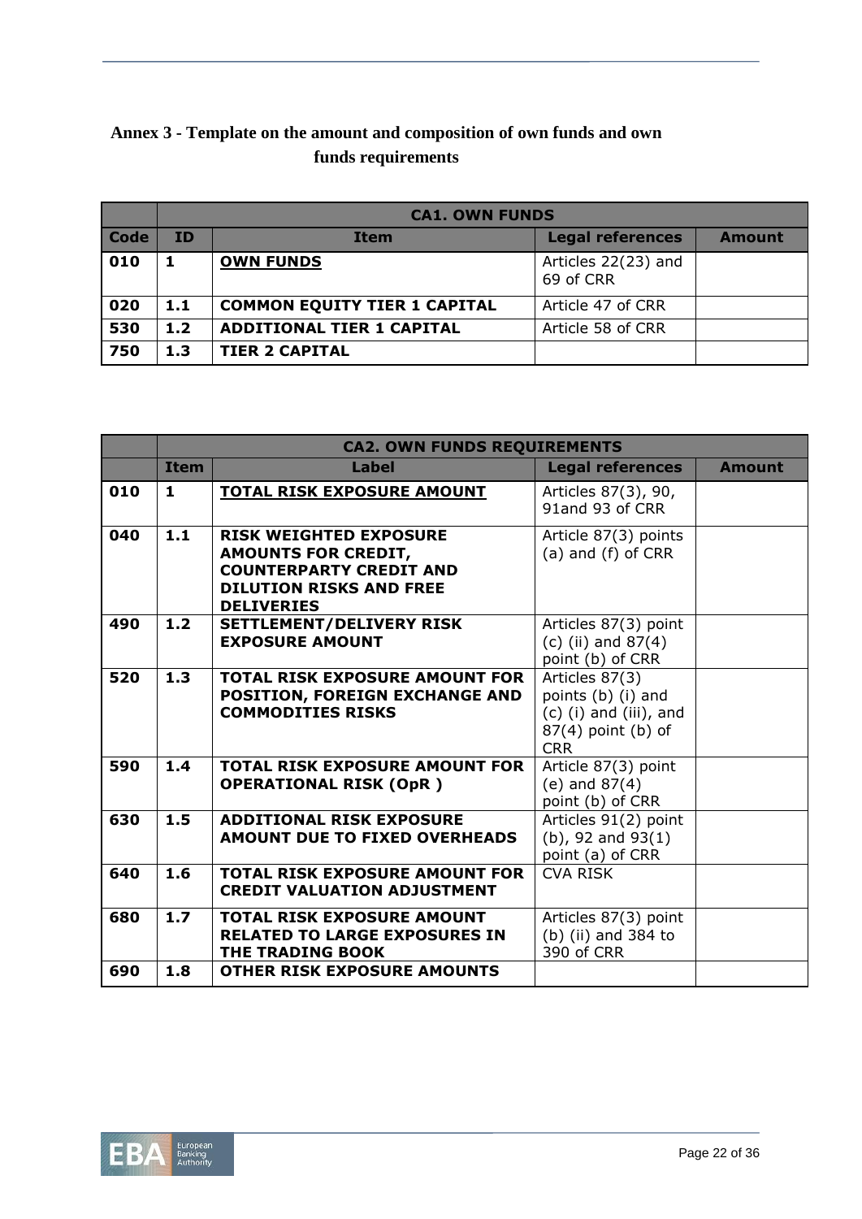## Annex 3 - Template on the amount and composition of own funds and own funds requirements

| | CA1. OWN FUNDS | | | |
|---|---|---|---|---|
| **Code** | **ID** | **Item** | **Legal references** | **Amount** |
| **010** | **1** | **<u>OWN FUNDS</u>** | Articles 22(23) and 69 of CRR | |
| **020** | **1.1** | **COMMON EQUITY TIER 1 CAPITAL** | Article 47 of CRR | |
| **530** | **1.2** | **ADDITIONAL TIER 1 CAPITAL** | Article 58 of CRR | |
| **750** | **1.3** | **TIER 2 CAPITAL** | | |

| | CA2. OWN FUNDS REQUIREMENTS | | | |
|---|---|---|---|---|
| | **Item** | **Label** | **Legal references** | **Amount** |
| **010** | **1** | **<u>TOTAL RISK EXPOSURE AMOUNT</u>** | Articles 87(3), 90, 91and 93 of CRR | |
| **040** | **1.1** | **RISK WEIGHTED EXPOSURE AMOUNTS FOR CREDIT, COUNTERPARTY CREDIT AND DILUTION RISKS AND FREE DELIVERIES** | Article 87(3) points (a) and (f) of CRR | |
| **490** | **1.2** | **SETTLEMENT/DELIVERY RISK EXPOSURE AMOUNT** | Articles 87(3) point (c) (ii) and 87(4) point (b) of CRR | |
| **520** | **1.3** | **TOTAL RISK EXPOSURE AMOUNT FOR POSITION, FOREIGN EXCHANGE AND COMMODITIES RISKS** | Articles 87(3) points (b) (i) and (c) (i) and (iii), and 87(4) point (b) of CRR | |
| **590** | **1.4** | **TOTAL RISK EXPOSURE AMOUNT FOR OPERATIONAL RISK (OpR )** | Article 87(3) point (e) and 87(4) point (b) of CRR | |
| **630** | **1.5** | **ADDITIONAL RISK EXPOSURE AMOUNT DUE TO FIXED OVERHEADS** | Articles 91(2) point (b), 92 and 93(1) point (a) of CRR | |
| **640** | **1.6** | **TOTAL RISK EXPOSURE AMOUNT FOR CREDIT VALUATION ADJUSTMENT** | CVA RISK | |
| **680** | **1.7** | **TOTAL RISK EXPOSURE AMOUNT RELATED TO LARGE EXPOSURES IN THE TRADING BOOK** | Articles 87(3) point (b) (ii) and 384 to 390 of CRR | |
| **690** | **1.8** | **OTHER RISK EXPOSURE AMOUNTS** | | |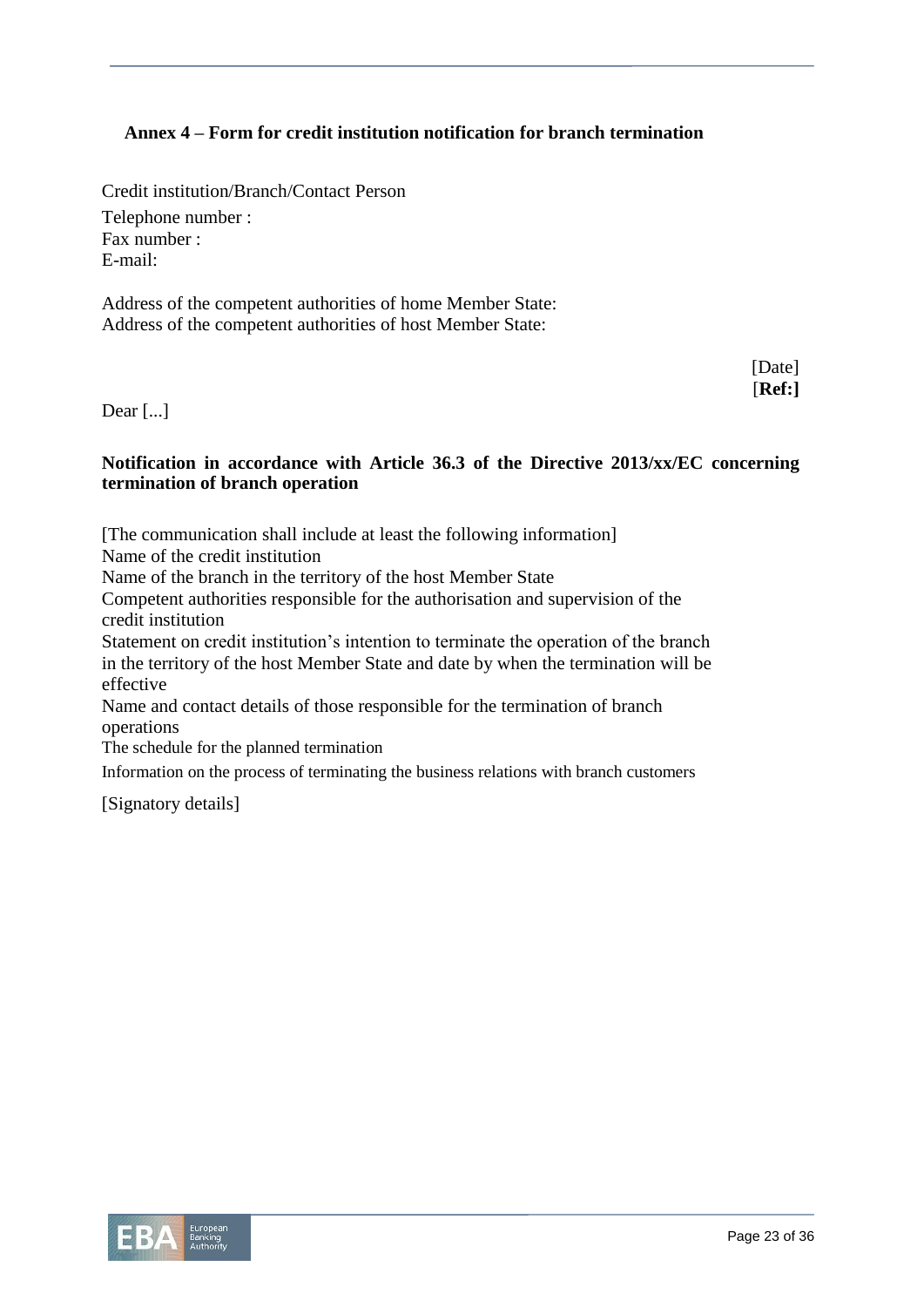## Annex 4 – Form for credit institution notification for branch termination

Credit institution/Branch/Contact Person

Telephone number :
Fax number :
E-mail:

Address of the competent authorities of home Member State:
Address of the competent authorities of host Member State:

[Date]
[**Ref:]**

Dear [...]

**Notification in accordance with Article 36.3 of the Directive 2013/xx/EC concerning termination of branch operation**

[The communication shall include at least the following information]
Name of the credit institution
Name of the branch in the territory of the host Member State
Competent authorities responsible for the authorisation and supervision of the credit institution
Statement on credit institution's intention to terminate the operation of the branch in the territory of the host Member State and date by when the termination will be effective
Name and contact details of those responsible for the termination of branch operations
The schedule for the planned termination
Information on the process of terminating the business relations with branch customers

[Signatory details]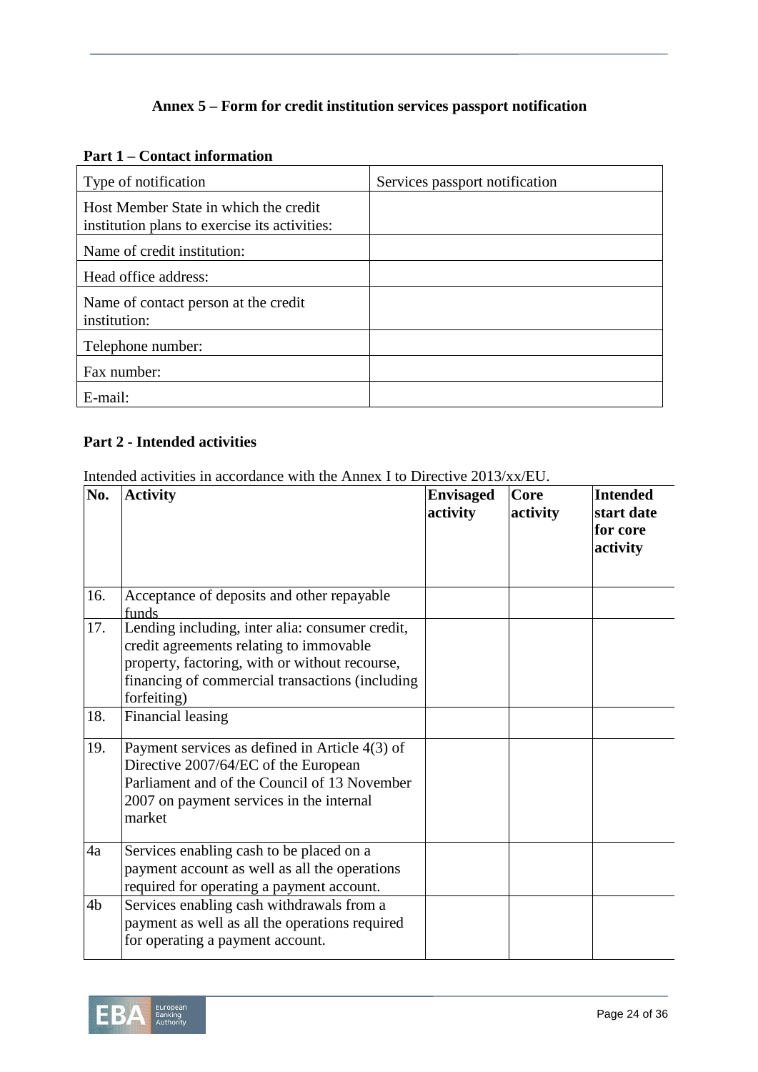**Annex 5 – Form for credit institution services passport notification**

**Part 1 – Contact information**

| Type of notification | Services passport notification |
|---|---|
| Host Member State in which the credit institution plans to exercise its activities: | |
| Name of credit institution: | |
| Head office address: | |
| Name of contact person at the credit institution: | |
| Telephone number: | |
| Fax number: | |
| E-mail: | |

**Part 2 - Intended activities**

Intended activities in accordance with the Annex I to Directive 2013/xx/EU.

| No. | Activity | Envisaged activity | Core activity | Intended start date for core activity |
|---|---|---|---|---|
| 16. | Acceptance of deposits and other repayable funds | | | |
| 17. | Lending including, inter alia: consumer credit, credit agreements relating to immovable property, factoring, with or without recourse, financing of commercial transactions (including forfeiting) | | | |
| 18. | Financial leasing | | | |
| 19. | Payment services as defined in Article 4(3) of Directive 2007/64/EC of the European Parliament and of the Council of 13 November 2007 on payment services in the internal market | | | |
| 4a | Services enabling cash to be placed on a payment account as well as all the operations required for operating a payment account. | | | |
| 4b | Services enabling cash withdrawals from a payment as well as all the operations required for operating a payment account. | | | |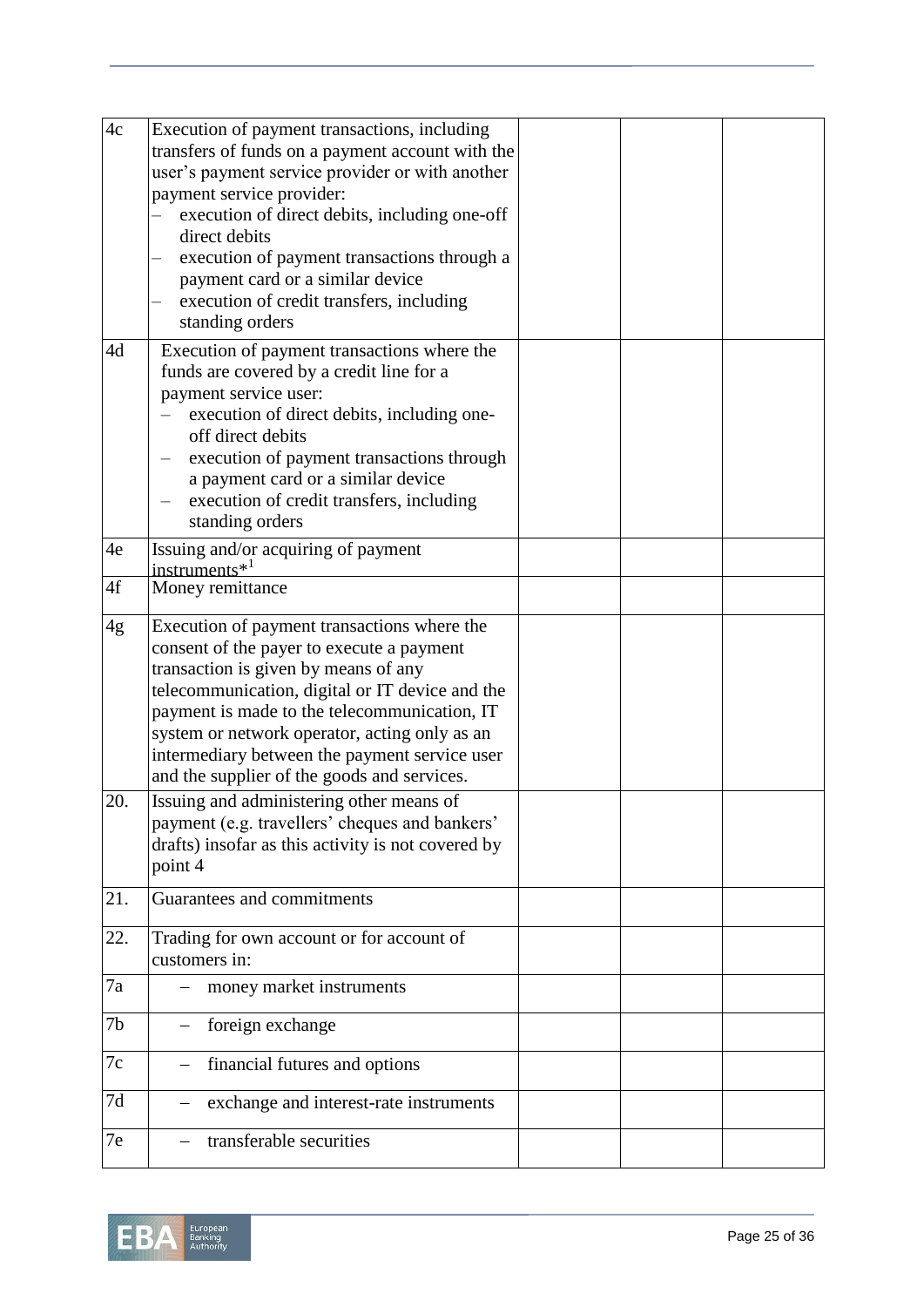| | | | | |
|---|---|---|---|---|
| 4c | Execution of payment transactions, including transfers of funds on a payment account with the user's payment service provider or with another payment service provider:<br>– execution of direct debits, including one-off direct debits<br>– execution of payment transactions through a payment card or a similar device<br>– execution of credit transfers, including standing orders | | | |
| 4d | Execution of payment transactions where the funds are covered by a credit line for a payment service user:<br>– execution of direct debits, including one-off direct debits<br>– execution of payment transactions through a payment card or a similar device<br>– execution of credit transfers, including standing orders | | | |
| 4e | Issuing and/or acquiring of payment instruments*[1] | | | |
| 4f | Money remittance | | | |
| 4g | Execution of payment transactions where the consent of the payer to execute a payment transaction is given by means of any telecommunication, digital or IT device and the payment is made to the telecommunication, IT system or network operator, acting only as an intermediary between the payment service user and the supplier of the goods and services. | | | |
| 20. | Issuing and administering other means of payment (e.g. travellers' cheques and bankers' drafts) insofar as this activity is not covered by point 4 | | | |
| 21. | Guarantees and commitments | | | |
| 22. | Trading for own account or for account of customers in: | | | |
| 7a | – money market instruments | | | |
| 7b | – foreign exchange | | | |
| 7c | – financial futures and options | | | |
| 7d | – exchange and interest-rate instruments | | | |
| 7e | – transferable securities | | | |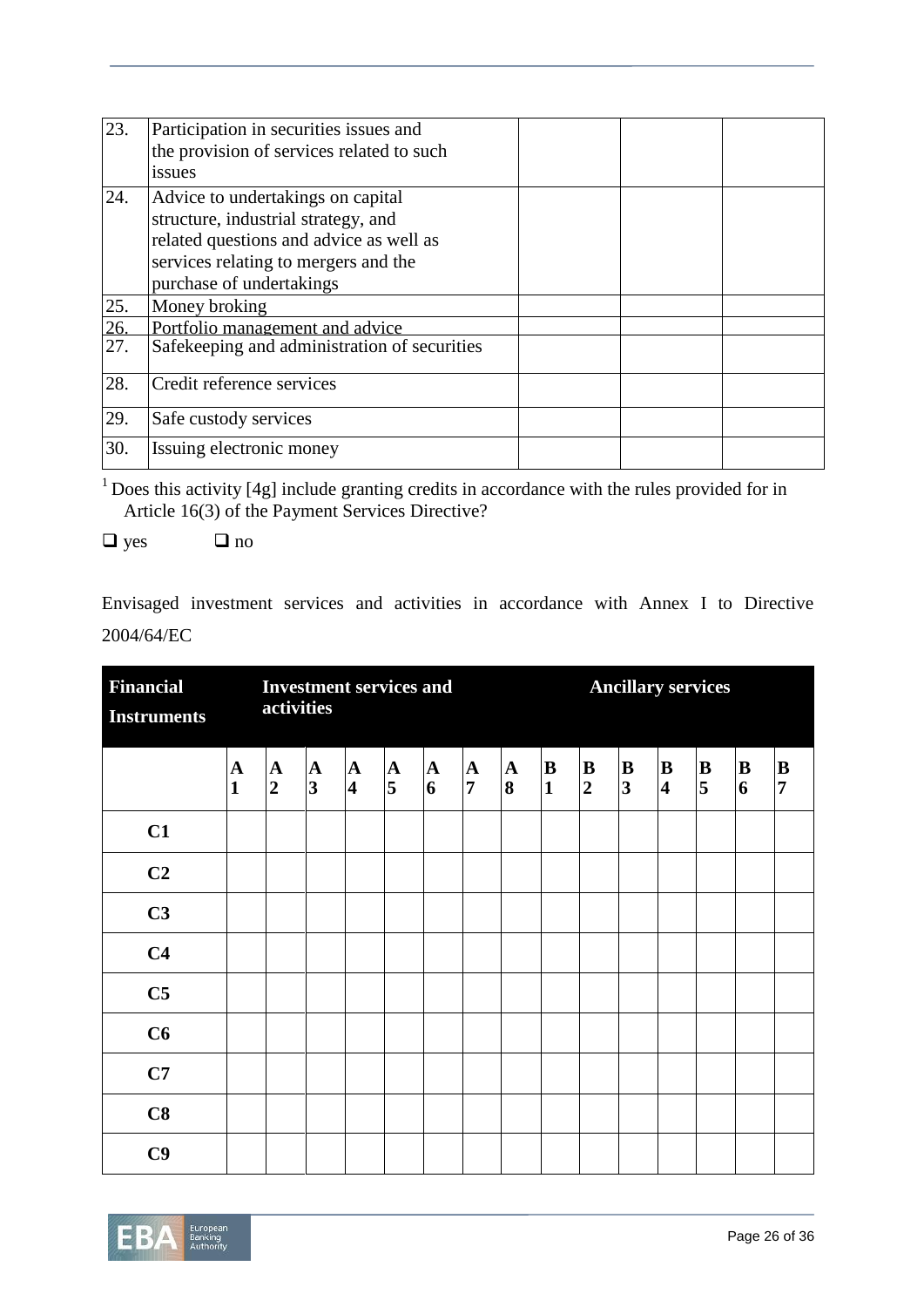| | | | | |
|---|---|---|---|---|
| 23. | Participation in securities issues and the provision of services related to such issues | | | |
| 24. | Advice to undertakings on capital structure, industrial strategy, and related questions and advice as well as services relating to mergers and the purchase of undertakings | | | |
| 25. | Money broking | | | |
| 26. | Portfolio management and advice | | | |
| 27. | Safekeeping and administration of securities | | | |
| 28. | Credit reference services | | | |
| 29. | Safe custody services | | | |
| 30. | Issuing electronic money | | | |

[1] Does this activity [4g] include granting credits in accordance with the rules provided for in Article 16(3) of the Payment Services Directive?

❑ yes ❑ no

Envisaged investment services and activities in accordance with Annex I to Directive 2004/64/EC

| **Financial Instruments** | **Investment services and activities** | | | | | | | | **Ancillary services** | | | | | | |
|---|---|---|---|---|---|---|---|---|---|---|---|---|---|---|---|
| | **A 1** | **A 2** | **A 3** | **A 4** | **A 5** | **A 6** | **A 7** | **A 8** | **B 1** | **B 2** | **B 3** | **B 4** | **B 5** | **B 6** | **B 7** |
| **C1** | | | | | | | | | | | | | | | |
| **C2** | | | | | | | | | | | | | | | |
| **C3** | | | | | | | | | | | | | | | |
| **C4** | | | | | | | | | | | | | | | |
| **C5** | | | | | | | | | | | | | | | |
| **C6** | | | | | | | | | | | | | | | |
| **C7** | | | | | | | | | | | | | | | |
| **C8** | | | | | | | | | | | | | | | |
| **C9** | | | | | | | | | | | | | | | |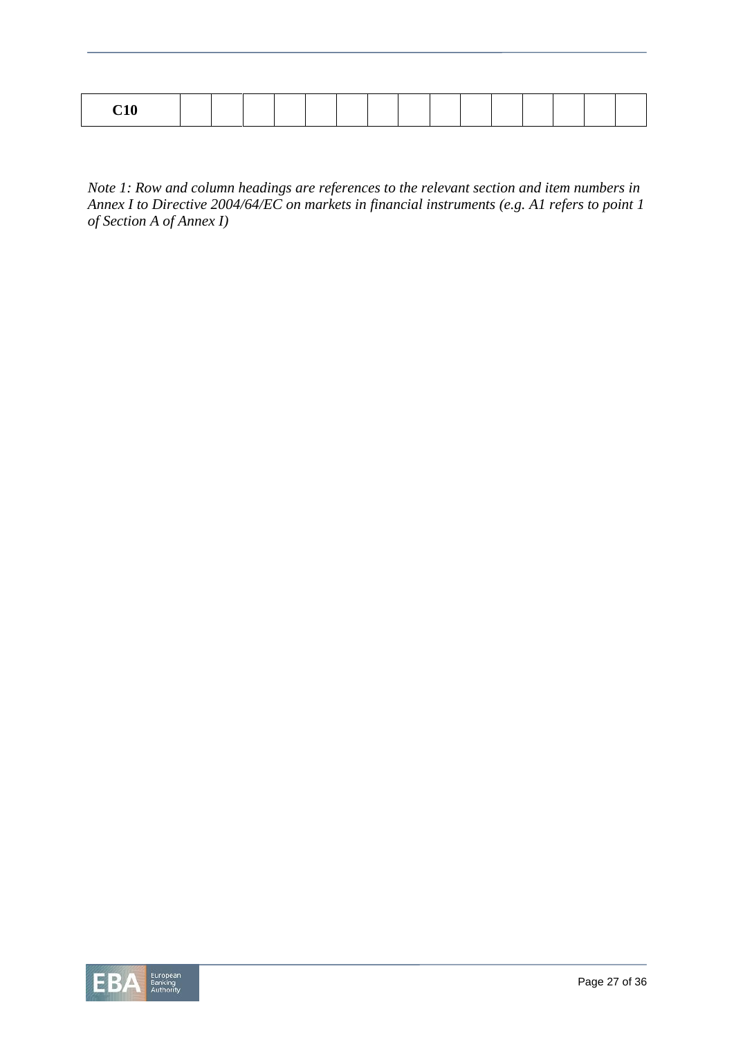| C10 | | | | | | | | | | | | | | | |
|---|---|---|---|---|---|---|---|---|---|---|---|---|---|---|---|

*Note 1: Row and column headings are references to the relevant section and item numbers in Annex I to Directive 2004/64/EC on markets in financial instruments (e.g. A1 refers to point 1 of Section A of Annex I)*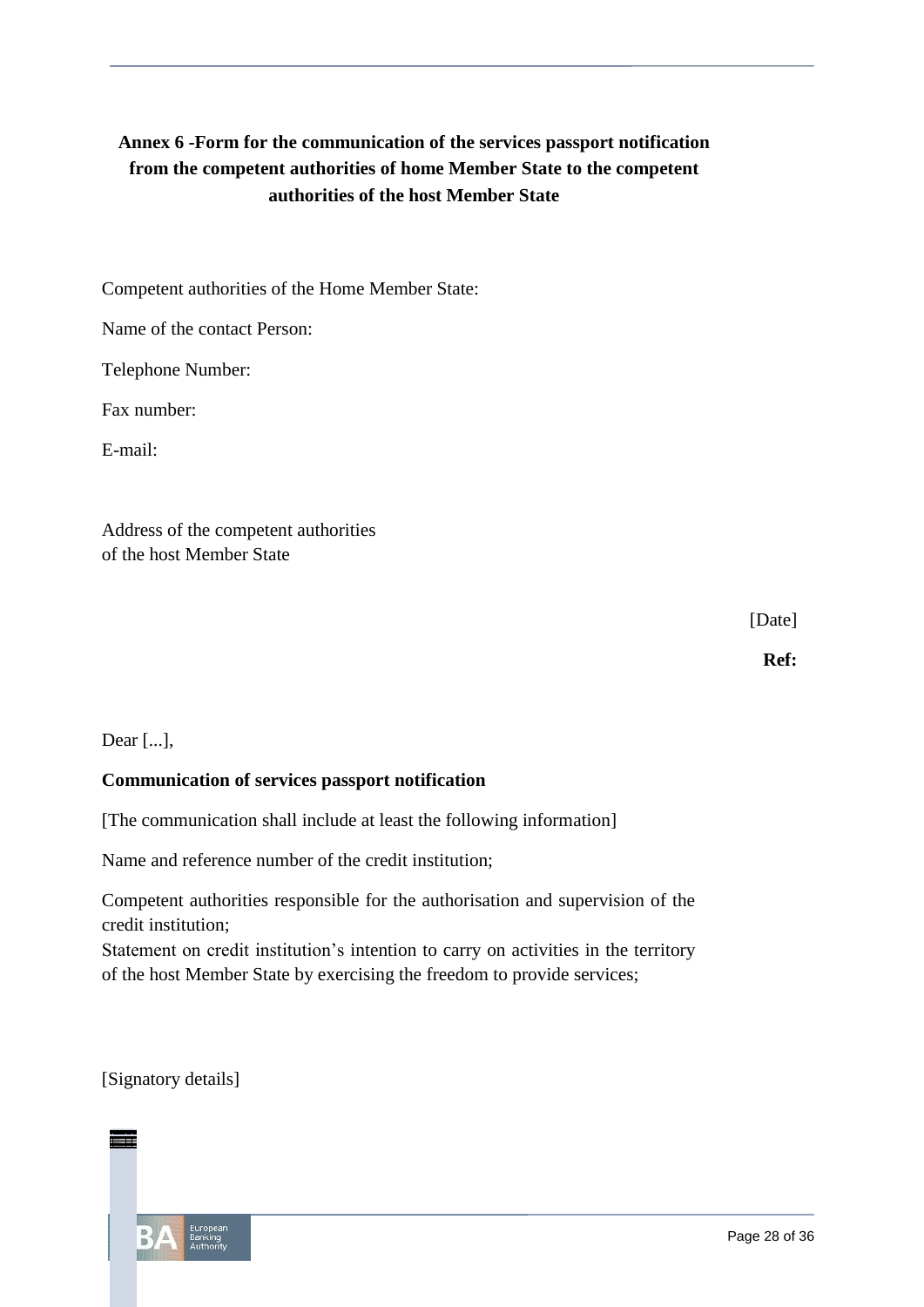## Annex 6 -Form for the communication of the services passport notification from the competent authorities of home Member State to the competent authorities of the host Member State

Competent authorities of the Home Member State:

Name of the contact Person:

Telephone Number:

Fax number:

E-mail:

Address of the competent authorities
of the host Member State

[Date]

**Ref:**

Dear [...],

**Communication of services passport notification**

[The communication shall include at least the following information]

Name and reference number of the credit institution;

Competent authorities responsible for the authorisation and supervision of the credit institution;
Statement on credit institution's intention to carry on activities in the territory of the host Member State by exercising the freedom to provide services;

[Signatory details]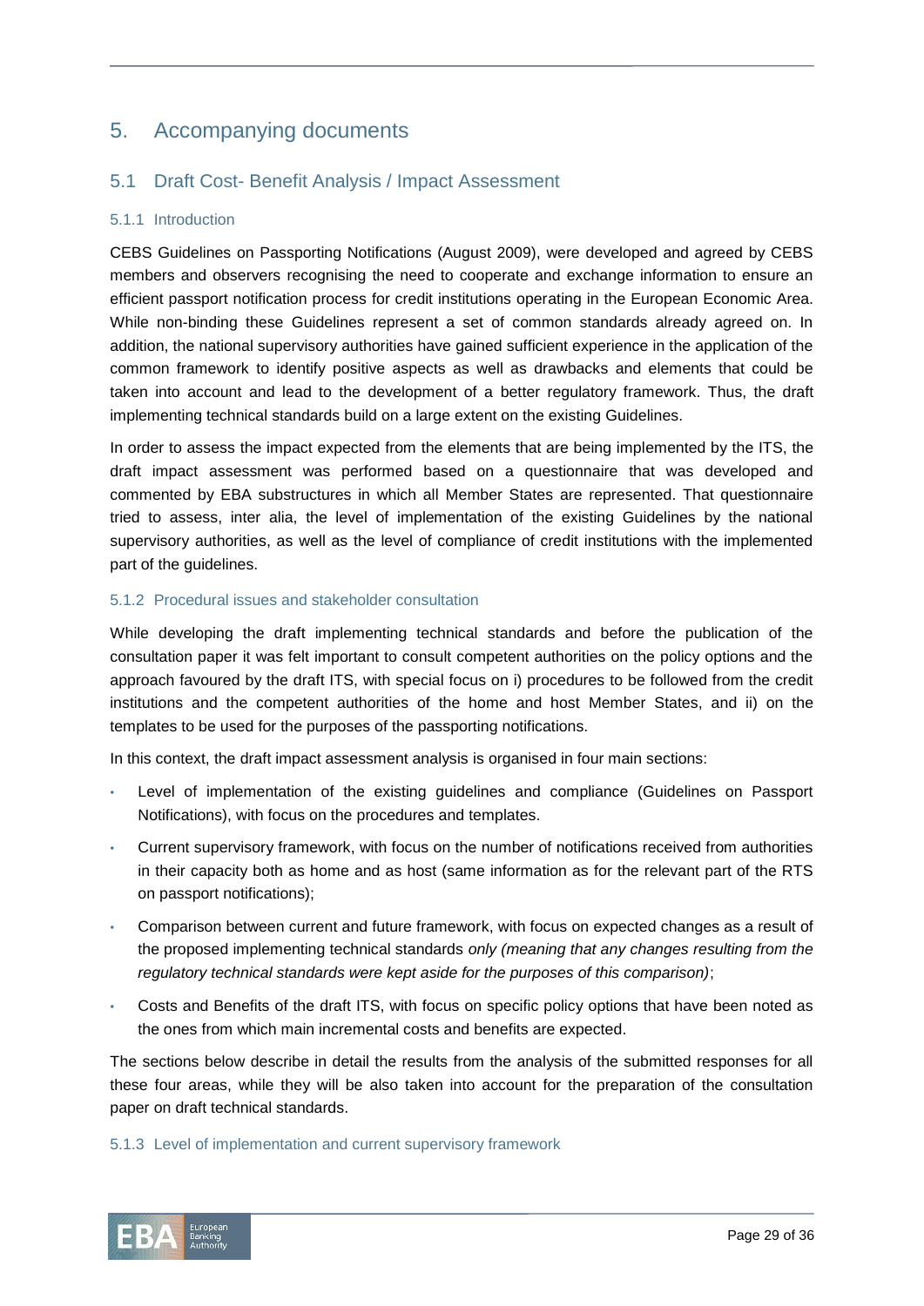# 5. Accompanying documents

## 5.1 Draft Cost- Benefit Analysis / Impact Assessment

### 5.1.1 Introduction

CEBS Guidelines on Passporting Notifications (August 2009), were developed and agreed by CEBS members and observers recognising the need to cooperate and exchange information to ensure an efficient passport notification process for credit institutions operating in the European Economic Area. While non-binding these Guidelines represent a set of common standards already agreed on. In addition, the national supervisory authorities have gained sufficient experience in the application of the common framework to identify positive aspects as well as drawbacks and elements that could be taken into account and lead to the development of a better regulatory framework. Thus, the draft implementing technical standards build on a large extent on the existing Guidelines.

In order to assess the impact expected from the elements that are being implemented by the ITS, the draft impact assessment was performed based on a questionnaire that was developed and commented by EBA substructures in which all Member States are represented. That questionnaire tried to assess, inter alia, the level of implementation of the existing Guidelines by the national supervisory authorities, as well as the level of compliance of credit institutions with the implemented part of the guidelines.

### 5.1.2 Procedural issues and stakeholder consultation

While developing the draft implementing technical standards and before the publication of the consultation paper it was felt important to consult competent authorities on the policy options and the approach favoured by the draft ITS, with special focus on i) procedures to be followed from the credit institutions and the competent authorities of the home and host Member States, and ii) on the templates to be used for the purposes of the passporting notifications.

In this context, the draft impact assessment analysis is organised in four main sections:

- Level of implementation of the existing guidelines and compliance (Guidelines on Passport Notifications), with focus on the procedures and templates.
- Current supervisory framework, with focus on the number of notifications received from authorities in their capacity both as home and as host (same information as for the relevant part of the RTS on passport notifications);
- Comparison between current and future framework, with focus on expected changes as a result of the proposed implementing technical standards *only (meaning that any changes resulting from the regulatory technical standards were kept aside for the purposes of this comparison)*;
- Costs and Benefits of the draft ITS, with focus on specific policy options that have been noted as the ones from which main incremental costs and benefits are expected.

The sections below describe in detail the results from the analysis of the submitted responses for all these four areas, while they will be also taken into account for the preparation of the consultation paper on draft technical standards.

### 5.1.3 Level of implementation and current supervisory framework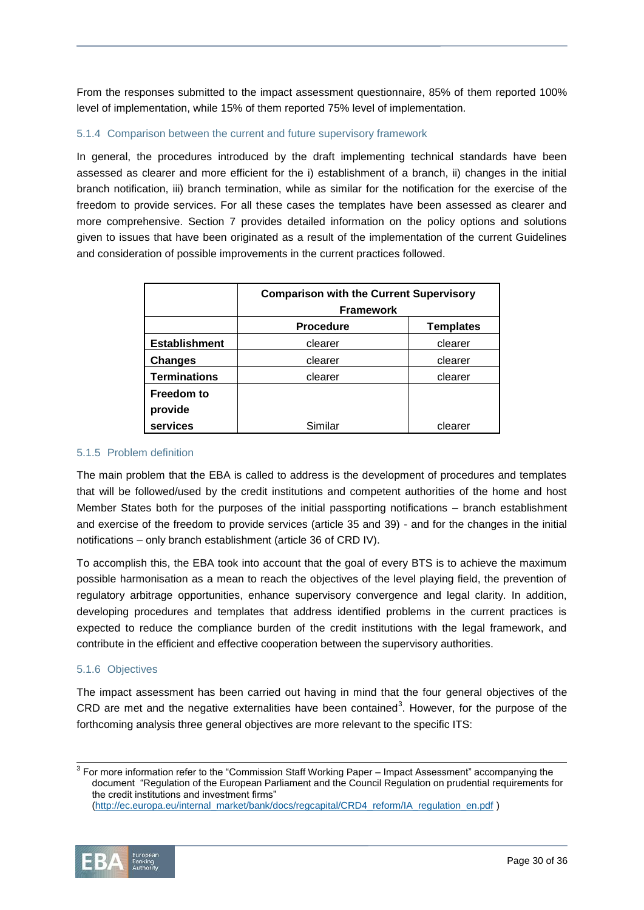From the responses submitted to the impact assessment questionnaire, 85% of them reported 100% level of implementation, while 15% of them reported 75% level of implementation.

### 5.1.4 Comparison between the current and future supervisory framework

In general, the procedures introduced by the draft implementing technical standards have been assessed as clearer and more efficient for the i) establishment of a branch, ii) changes in the initial branch notification, iii) branch termination, while as similar for the notification for the exercise of the freedom to provide services. For all these cases the templates have been assessed as clearer and more comprehensive. Section 7 provides detailed information on the policy options and solutions given to issues that have been originated as a result of the implementation of the current Guidelines and consideration of possible improvements in the current practices followed.

| | **Comparison with the Current Supervisory Framework** | |
|---|---|---|
| | **Procedure** | **Templates** |
| **Establishment** | clearer | clearer |
| **Changes** | clearer | clearer |
| **Terminations** | clearer | clearer |
| **Freedom to provide services** | Similar | clearer |

### 5.1.5 Problem definition

The main problem that the EBA is called to address is the development of procedures and templates that will be followed/used by the credit institutions and competent authorities of the home and host Member States both for the purposes of the initial passporting notifications – branch establishment and exercise of the freedom to provide services (article 35 and 39) - and for the changes in the initial notifications – only branch establishment (article 36 of CRD IV).

To accomplish this, the EBA took into account that the goal of every BTS is to achieve the maximum possible harmonisation as a mean to reach the objectives of the level playing field, the prevention of regulatory arbitrage opportunities, enhance supervisory convergence and legal clarity. In addition, developing procedures and templates that address identified problems in the current practices is expected to reduce the compliance burden of the credit institutions with the legal framework, and contribute in the efficient and effective cooperation between the supervisory authorities.

### 5.1.6 Objectives

The impact assessment has been carried out having in mind that the four general objectives of the CRD are met and the negative externalities have been contained[3]. However, for the purpose of the forthcoming analysis three general objectives are more relevant to the specific ITS:

---

[3] For more information refer to the "Commission Staff Working Paper – Impact Assessment" accompanying the document "Regulation of the European Parliament and the Council Regulation on prudential requirements for the credit institutions and investment firms" (http://ec.europa.eu/internal_market/bank/docs/regcapital/CRD4_reform/IA_regulation_en.pdf )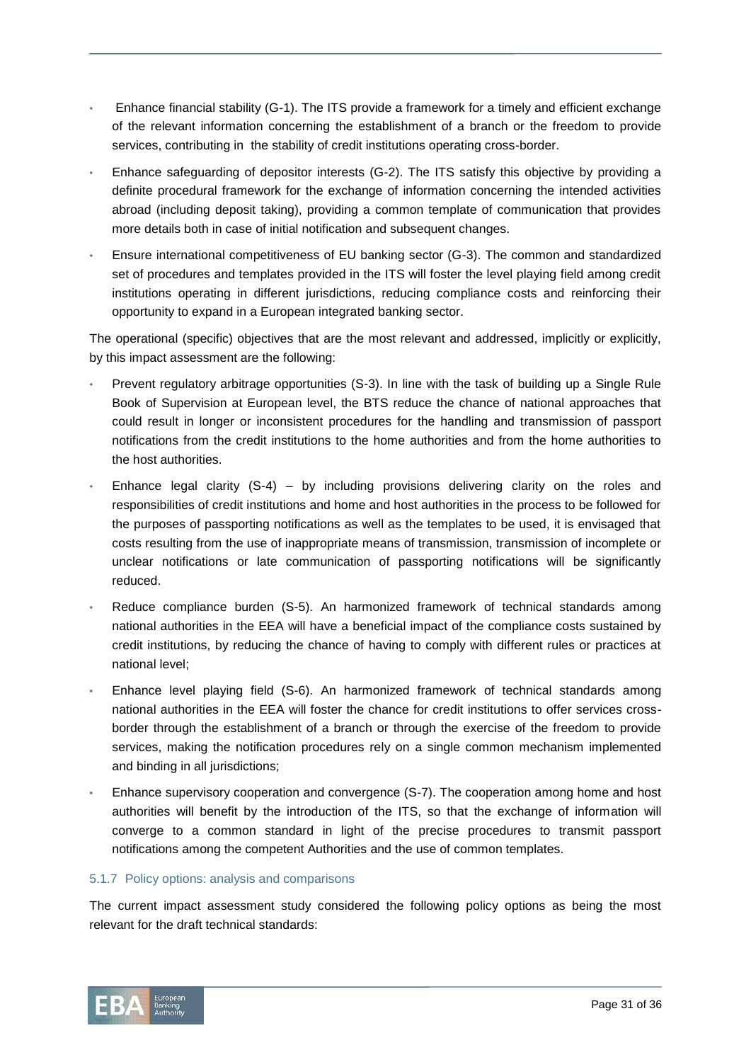- Enhance financial stability (G-1). The ITS provide a framework for a timely and efficient exchange of the relevant information concerning the establishment of a branch or the freedom to provide services, contributing in the stability of credit institutions operating cross-border.
- Enhance safeguarding of depositor interests (G-2). The ITS satisfy this objective by providing a definite procedural framework for the exchange of information concerning the intended activities abroad (including deposit taking), providing a common template of communication that provides more details both in case of initial notification and subsequent changes.
- Ensure international competitiveness of EU banking sector (G-3). The common and standardized set of procedures and templates provided in the ITS will foster the level playing field among credit institutions operating in different jurisdictions, reducing compliance costs and reinforcing their opportunity to expand in a European integrated banking sector.

The operational (specific) objectives that are the most relevant and addressed, implicitly or explicitly, by this impact assessment are the following:

- Prevent regulatory arbitrage opportunities (S-3). In line with the task of building up a Single Rule Book of Supervision at European level, the BTS reduce the chance of national approaches that could result in longer or inconsistent procedures for the handling and transmission of passport notifications from the credit institutions to the home authorities and from the home authorities to the host authorities.
- Enhance legal clarity (S-4) – by including provisions delivering clarity on the roles and responsibilities of credit institutions and home and host authorities in the process to be followed for the purposes of passporting notifications as well as the templates to be used, it is envisaged that costs resulting from the use of inappropriate means of transmission, transmission of incomplete or unclear notifications or late communication of passporting notifications will be significantly reduced.
- Reduce compliance burden (S-5). An harmonized framework of technical standards among national authorities in the EEA will have a beneficial impact of the compliance costs sustained by credit institutions, by reducing the chance of having to comply with different rules or practices at national level;
- Enhance level playing field (S-6). An harmonized framework of technical standards among national authorities in the EEA will foster the chance for credit institutions to offer services cross-border through the establishment of a branch or through the exercise of the freedom to provide services, making the notification procedures rely on a single common mechanism implemented and binding in all jurisdictions;
- Enhance supervisory cooperation and convergence (S-7). The cooperation among home and host authorities will benefit by the introduction of the ITS, so that the exchange of information will converge to a common standard in light of the precise procedures to transmit passport notifications among the competent Authorities and the use of common templates.

### 5.1.7 Policy options: analysis and comparisons

The current impact assessment study considered the following policy options as being the most relevant for the draft technical standards: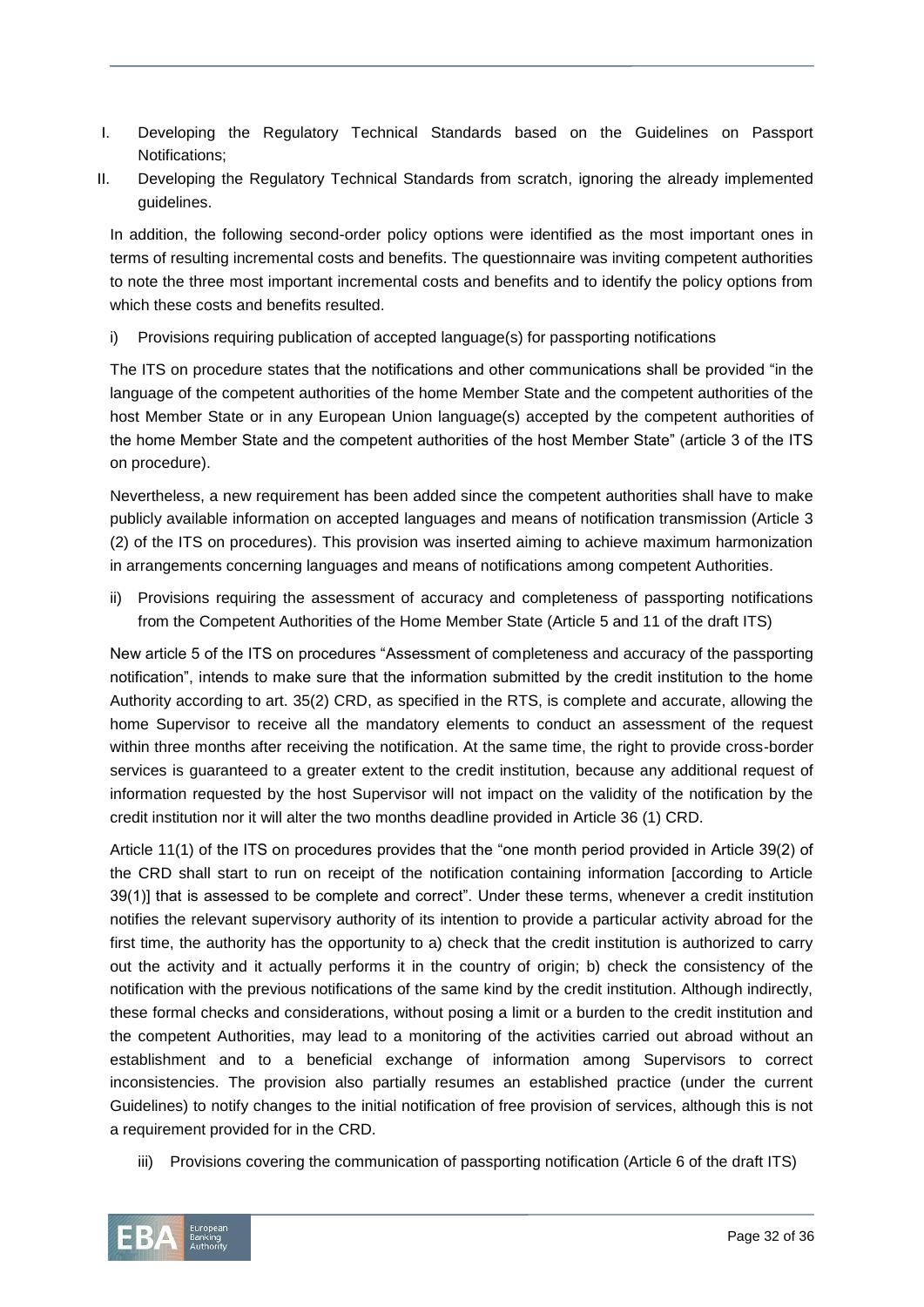I. Developing the Regulatory Technical Standards based on the Guidelines on Passport Notifications;

II. Developing the Regulatory Technical Standards from scratch, ignoring the already implemented guidelines.

In addition, the following second-order policy options were identified as the most important ones in terms of resulting incremental costs and benefits. The questionnaire was inviting competent authorities to note the three most important incremental costs and benefits and to identify the policy options from which these costs and benefits resulted.

i) Provisions requiring publication of accepted language(s) for passporting notifications

The ITS on procedure states that the notifications and other communications shall be provided "in the language of the competent authorities of the home Member State and the competent authorities of the host Member State or in any European Union language(s) accepted by the competent authorities of the home Member State and the competent authorities of the host Member State" (article 3 of the ITS on procedure).

Nevertheless, a new requirement has been added since the competent authorities shall have to make publicly available information on accepted languages and means of notification transmission (Article 3 (2) of the ITS on procedures). This provision was inserted aiming to achieve maximum harmonization in arrangements concerning languages and means of notifications among competent Authorities.

ii) Provisions requiring the assessment of accuracy and completeness of passporting notifications from the Competent Authorities of the Home Member State (Article 5 and 11 of the draft ITS)

New article 5 of the ITS on procedures "Assessment of completeness and accuracy of the passporting notification", intends to make sure that the information submitted by the credit institution to the home Authority according to art. 35(2) CRD, as specified in the RTS, is complete and accurate, allowing the home Supervisor to receive all the mandatory elements to conduct an assessment of the request within three months after receiving the notification. At the same time, the right to provide cross-border services is guaranteed to a greater extent to the credit institution, because any additional request of information requested by the host Supervisor will not impact on the validity of the notification by the credit institution nor it will alter the two months deadline provided in Article 36 (1) CRD.

Article 11(1) of the ITS on procedures provides that the "one month period provided in Article 39(2) of the CRD shall start to run on receipt of the notification containing information [according to Article 39(1)] that is assessed to be complete and correct". Under these terms, whenever a credit institution notifies the relevant supervisory authority of its intention to provide a particular activity abroad for the first time, the authority has the opportunity to a) check that the credit institution is authorized to carry out the activity and it actually performs it in the country of origin; b) check the consistency of the notification with the previous notifications of the same kind by the credit institution. Although indirectly, these formal checks and considerations, without posing a limit or a burden to the credit institution and the competent Authorities, may lead to a monitoring of the activities carried out abroad without an establishment and to a beneficial exchange of information among Supervisors to correct inconsistencies. The provision also partially resumes an established practice (under the current Guidelines) to notify changes to the initial notification of free provision of services, although this is not a requirement provided for in the CRD.

iii) Provisions covering the communication of passporting notification (Article 6 of the draft ITS)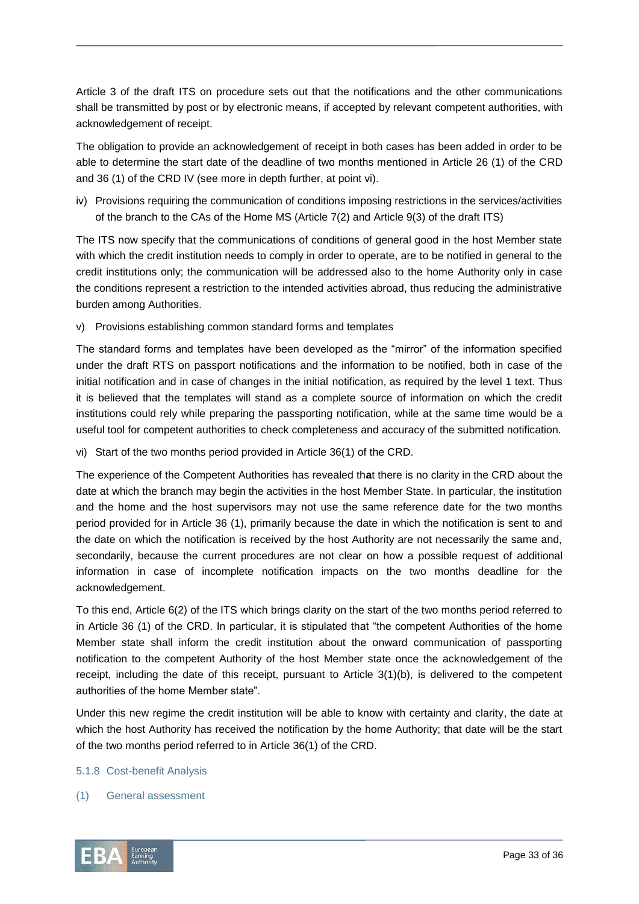Article 3 of the draft ITS on procedure sets out that the notifications and the other communications shall be transmitted by post or by electronic means, if accepted by relevant competent authorities, with acknowledgement of receipt.

The obligation to provide an acknowledgement of receipt in both cases has been added in order to be able to determine the start date of the deadline of two months mentioned in Article 26 (1) of the CRD and 36 (1) of the CRD IV (see more in depth further, at point vi).

iv) Provisions requiring the communication of conditions imposing restrictions in the services/activities of the branch to the CAs of the Home MS (Article 7(2) and Article 9(3) of the draft ITS)

The ITS now specify that the communications of conditions of general good in the host Member state with which the credit institution needs to comply in order to operate, are to be notified in general to the credit institutions only; the communication will be addressed also to the home Authority only in case the conditions represent a restriction to the intended activities abroad, thus reducing the administrative burden among Authorities.

v) Provisions establishing common standard forms and templates

The standard forms and templates have been developed as the "mirror" of the information specified under the draft RTS on passport notifications and the information to be notified, both in case of the initial notification and in case of changes in the initial notification, as required by the level 1 text. Thus it is believed that the templates will stand as a complete source of information on which the credit institutions could rely while preparing the passporting notification, while at the same time would be a useful tool for competent authorities to check completeness and accuracy of the submitted notification.

vi) Start of the two months period provided in Article 36(1) of the CRD.

The experience of the Competent Authorities has revealed that there is no clarity in the CRD about the date at which the branch may begin the activities in the host Member State. In particular, the institution and the home and the host supervisors may not use the same reference date for the two months period provided for in Article 36 (1), primarily because the date in which the notification is sent to and the date on which the notification is received by the host Authority are not necessarily the same and, secondarily, because the current procedures are not clear on how a possible request of additional information in case of incomplete notification impacts on the two months deadline for the acknowledgement.

To this end, Article 6(2) of the ITS which brings clarity on the start of the two months period referred to in Article 36 (1) of the CRD. In particular, it is stipulated that "the competent Authorities of the home Member state shall inform the credit institution about the onward communication of passporting notification to the competent Authority of the host Member state once the acknowledgement of the receipt, including the date of this receipt, pursuant to Article 3(1)(b), is delivered to the competent authorities of the home Member state".

Under this new regime the credit institution will be able to know with certainty and clarity, the date at which the host Authority has received the notification by the home Authority; that date will be the start of the two months period referred to in Article 36(1) of the CRD.

### 5.1.8 Cost-benefit Analysis

#### (1) General assessment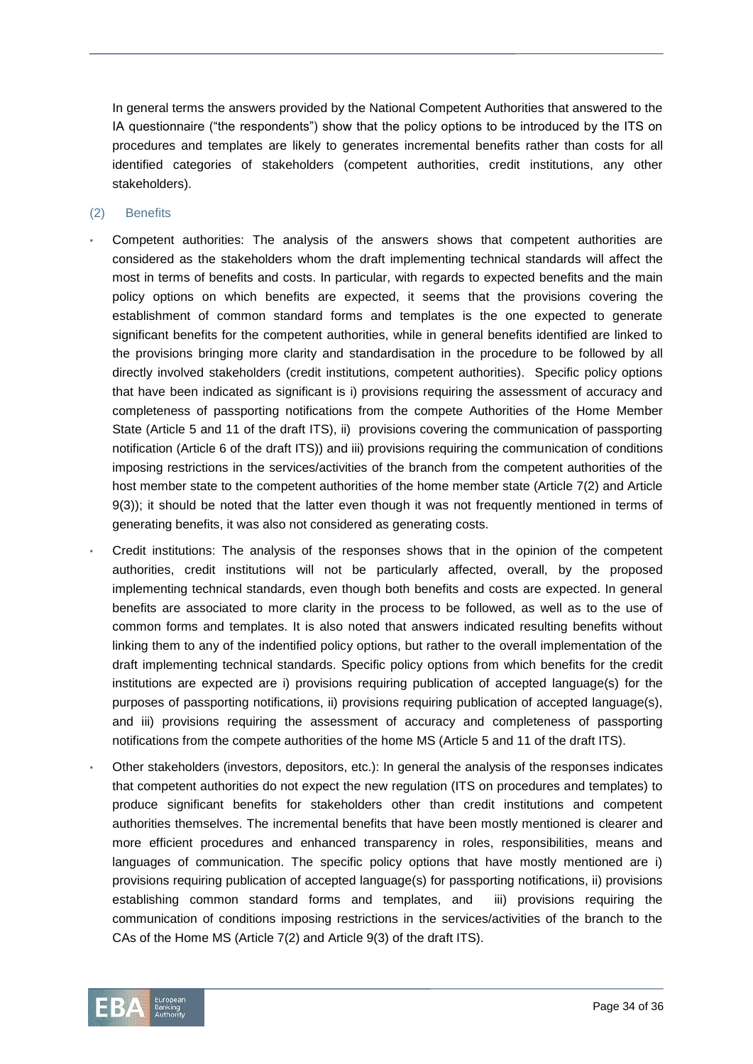In general terms the answers provided by the National Competent Authorities that answered to the IA questionnaire ("the respondents") show that the policy options to be introduced by the ITS on procedures and templates are likely to generates incremental benefits rather than costs for all identified categories of stakeholders (competent authorities, credit institutions, any other stakeholders).

(2) Benefits

- Competent authorities: The analysis of the answers shows that competent authorities are considered as the stakeholders whom the draft implementing technical standards will affect the most in terms of benefits and costs. In particular, with regards to expected benefits and the main policy options on which benefits are expected, it seems that the provisions covering the establishment of common standard forms and templates is the one expected to generate significant benefits for the competent authorities, while in general benefits identified are linked to the provisions bringing more clarity and standardisation in the procedure to be followed by all directly involved stakeholders (credit institutions, competent authorities). Specific policy options that have been indicated as significant is i) provisions requiring the assessment of accuracy and completeness of passporting notifications from the compete Authorities of the Home Member State (Article 5 and 11 of the draft ITS), ii) provisions covering the communication of passporting notification (Article 6 of the draft ITS)) and iii) provisions requiring the communication of conditions imposing restrictions in the services/activities of the branch from the competent authorities of the host member state to the competent authorities of the home member state (Article 7(2) and Article 9(3)); it should be noted that the latter even though it was not frequently mentioned in terms of generating benefits, it was also not considered as generating costs.
- Credit institutions: The analysis of the responses shows that in the opinion of the competent authorities, credit institutions will not be particularly affected, overall, by the proposed implementing technical standards, even though both benefits and costs are expected. In general benefits are associated to more clarity in the process to be followed, as well as to the use of common forms and templates. It is also noted that answers indicated resulting benefits without linking them to any of the indentified policy options, but rather to the overall implementation of the draft implementing technical standards. Specific policy options from which benefits for the credit institutions are expected are i) provisions requiring publication of accepted language(s) for the purposes of passporting notifications, ii) provisions requiring publication of accepted language(s), and iii) provisions requiring the assessment of accuracy and completeness of passporting notifications from the compete authorities of the home MS (Article 5 and 11 of the draft ITS).
- Other stakeholders (investors, depositors, etc.): In general the analysis of the responses indicates that competent authorities do not expect the new regulation (ITS on procedures and templates) to produce significant benefits for stakeholders other than credit institutions and competent authorities themselves. The incremental benefits that have been mostly mentioned is clearer and more efficient procedures and enhanced transparency in roles, responsibilities, means and languages of communication. The specific policy options that have mostly mentioned are i) provisions requiring publication of accepted language(s) for passporting notifications, ii) provisions establishing common standard forms and templates, and iii) provisions requiring the communication of conditions imposing restrictions in the services/activities of the branch to the CAs of the Home MS (Article 7(2) and Article 9(3) of the draft ITS).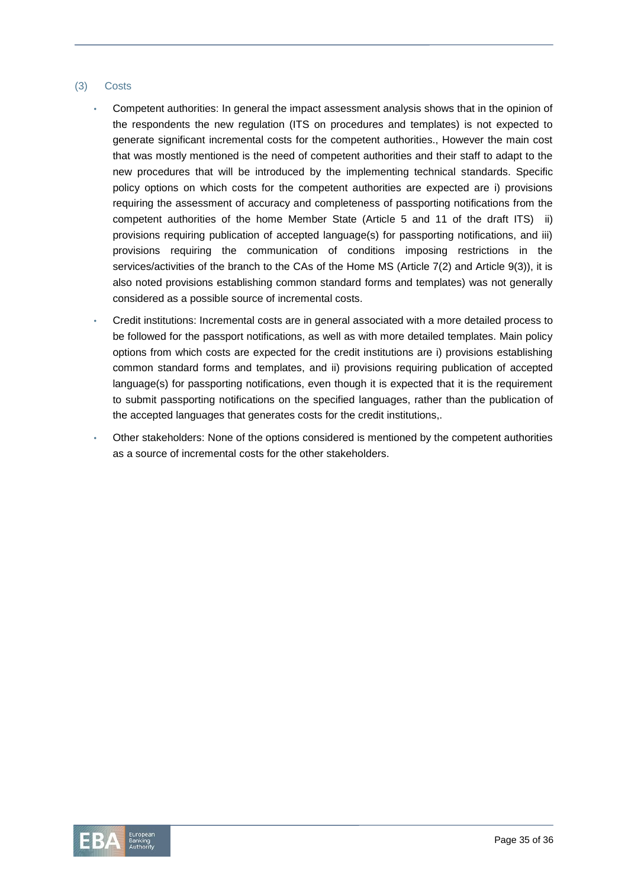### (3) Costs

- Competent authorities: In general the impact assessment analysis shows that in the opinion of the respondents the new regulation (ITS on procedures and templates) is not expected to generate significant incremental costs for the competent authorities., However the main cost that was mostly mentioned is the need of competent authorities and their staff to adapt to the new procedures that will be introduced by the implementing technical standards. Specific policy options on which costs for the competent authorities are expected are i) provisions requiring the assessment of accuracy and completeness of passporting notifications from the competent authorities of the home Member State (Article 5 and 11 of the draft ITS) ii) provisions requiring publication of accepted language(s) for passporting notifications, and iii) provisions requiring the communication of conditions imposing restrictions in the services/activities of the branch to the CAs of the Home MS (Article 7(2) and Article 9(3)), it is also noted provisions establishing common standard forms and templates) was not generally considered as a possible source of incremental costs.
- Credit institutions: Incremental costs are in general associated with a more detailed process to be followed for the passport notifications, as well as with more detailed templates. Main policy options from which costs are expected for the credit institutions are i) provisions establishing common standard forms and templates, and ii) provisions requiring publication of accepted language(s) for passporting notifications, even though it is expected that it is the requirement to submit passporting notifications on the specified languages, rather than the publication of the accepted languages that generates costs for the credit institutions,.
- Other stakeholders: None of the options considered is mentioned by the competent authorities as a source of incremental costs for the other stakeholders.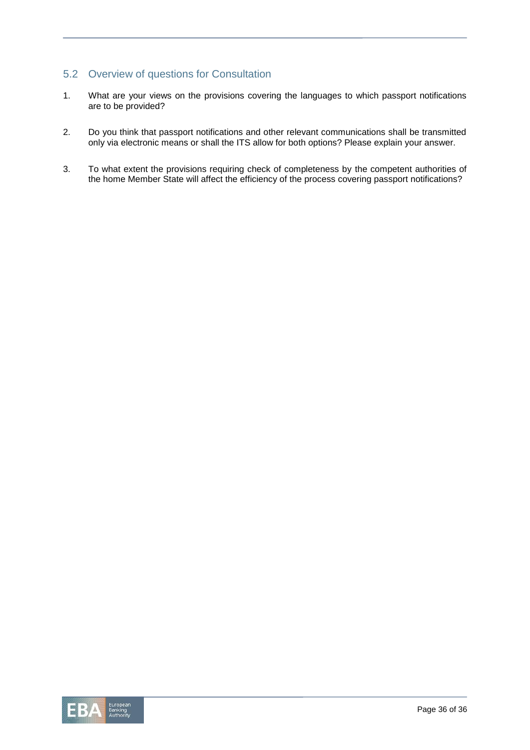## 5.2 Overview of questions for Consultation

1. What are your views on the provisions covering the languages to which passport notifications are to be provided?

2. Do you think that passport notifications and other relevant communications shall be transmitted only via electronic means or shall the ITS allow for both options? Please explain your answer.

3. To what extent the provisions requiring check of completeness by the competent authorities of the home Member State will affect the efficiency of the process covering passport notifications?